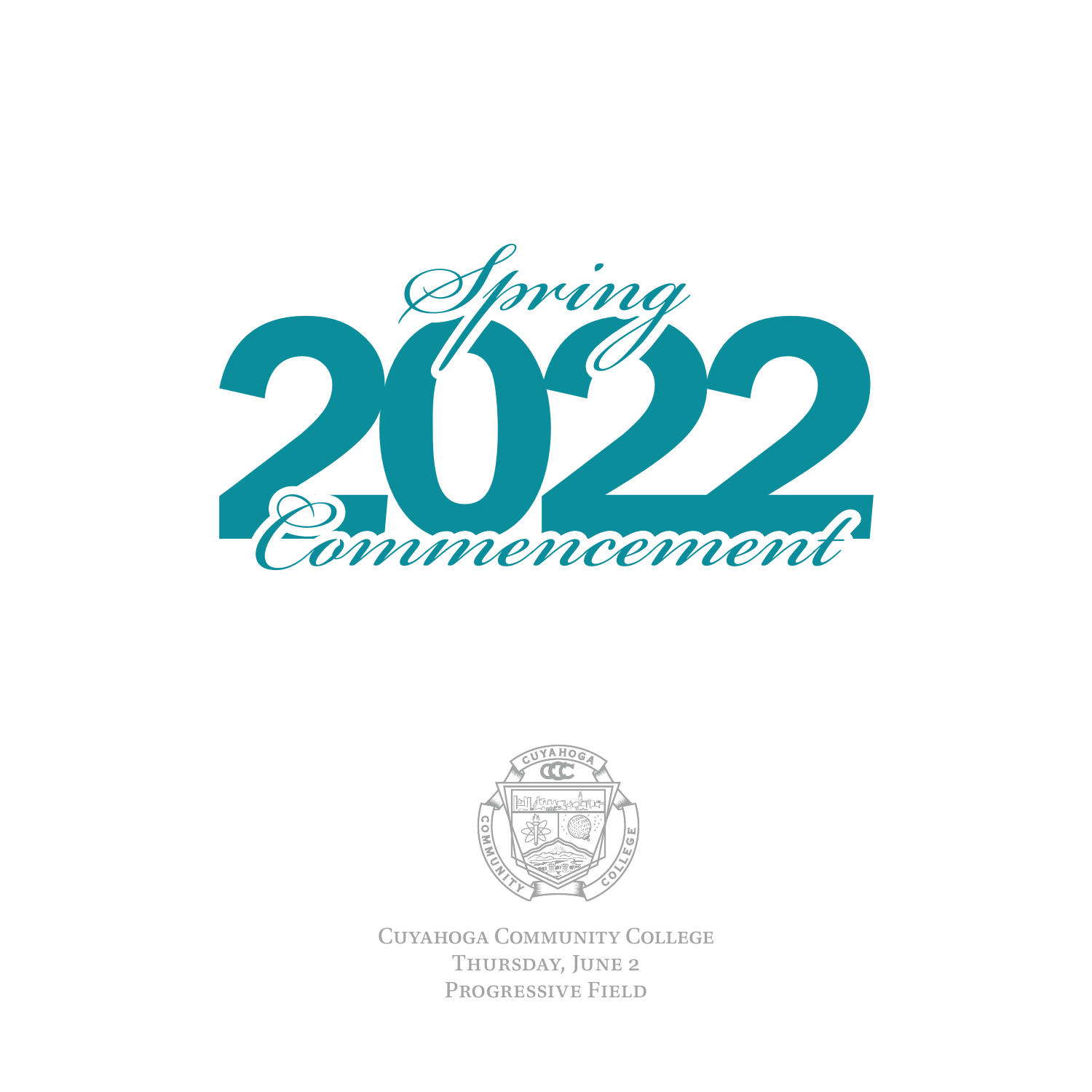# Spring 2022 Commencement

Cuyahoga Community College
Thursday, June 2
Progressive Field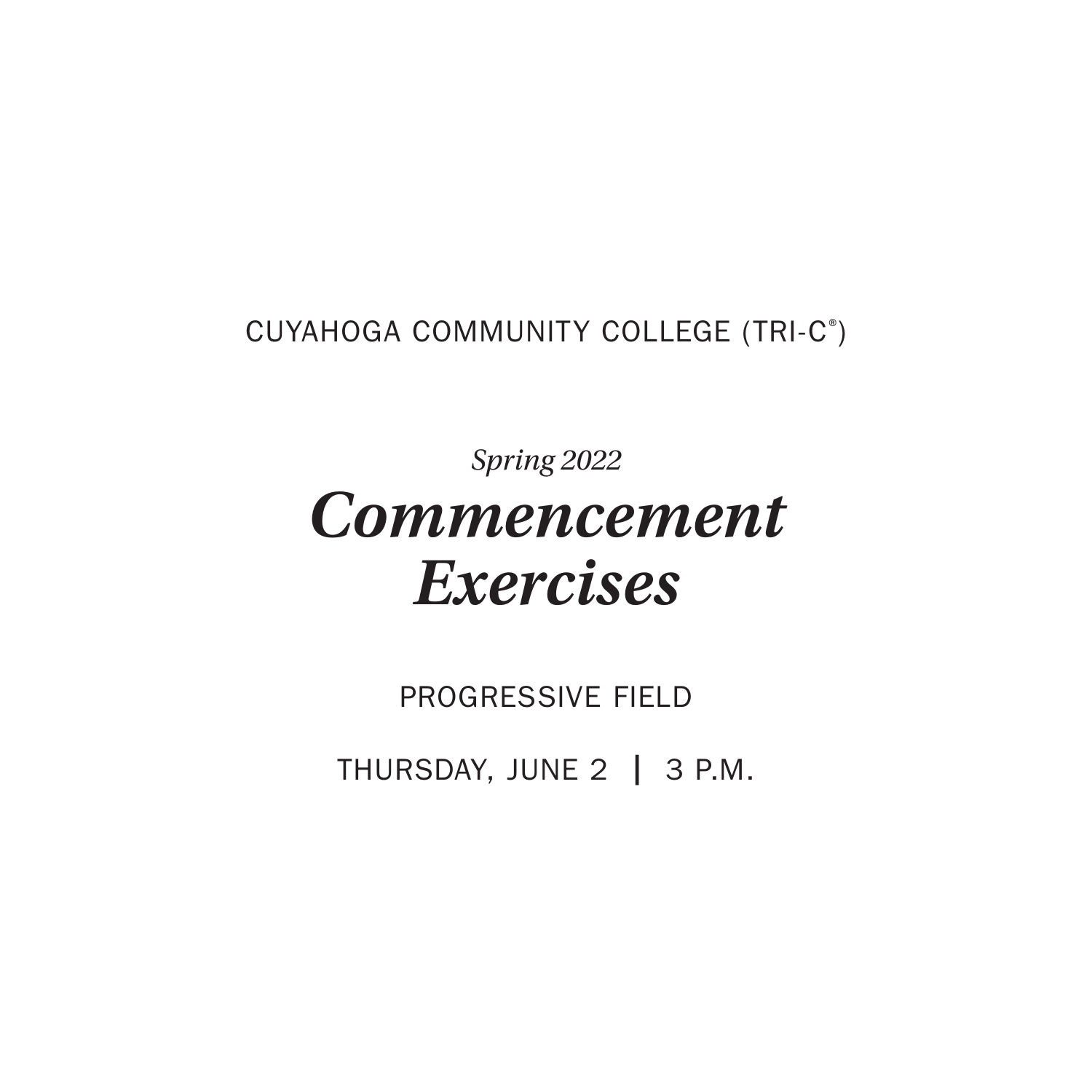CUYAHOGA COMMUNITY COLLEGE (TRI-C®)

*Spring 2022*

# *Commencement Exercises*

PROGRESSIVE FIELD

THURSDAY, JUNE 2 | 3 P.M.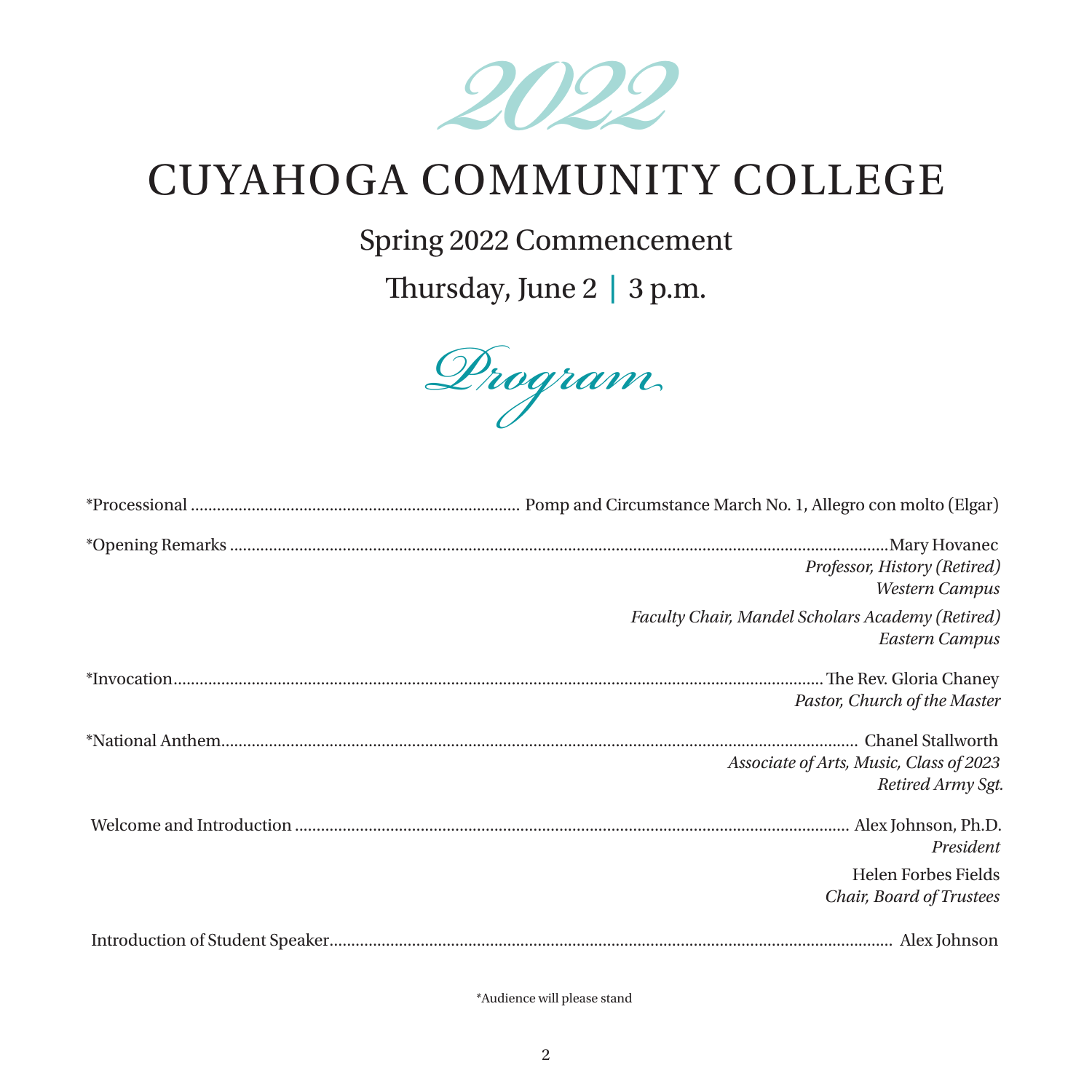# 2022

# CUYAHOGA COMMUNITY COLLEGE

## Spring 2022 Commencement

## Thursday, June 2 | 3 p.m.

## Program

*Processional ........................................................................... Pomp and Circumstance March No. 1, Allegro con molto (Elgar)

*Opening Remarks ........................................................................................................................................Mary Hovanec
*Professor, History (Retired)*
*Western Campus*
*Faculty Chair, Mandel Scholars Academy (Retired)*
*Eastern Campus*

*Invocation......................................................................................................................................The Rev. Gloria Chaney
*Pastor, Church of the Master*

*National Anthem.............................................................................................................................. Chanel Stallworth
*Associate of Arts, Music, Class of 2023*
*Retired Army Sgt.*

Welcome and Introduction ........................................................................................................ Alex Johnson, Ph.D.
*President*
Helen Forbes Fields
*Chair, Board of Trustees*

Introduction of Student Speaker.................................................................................................................. Alex Johnson

*Audience will please stand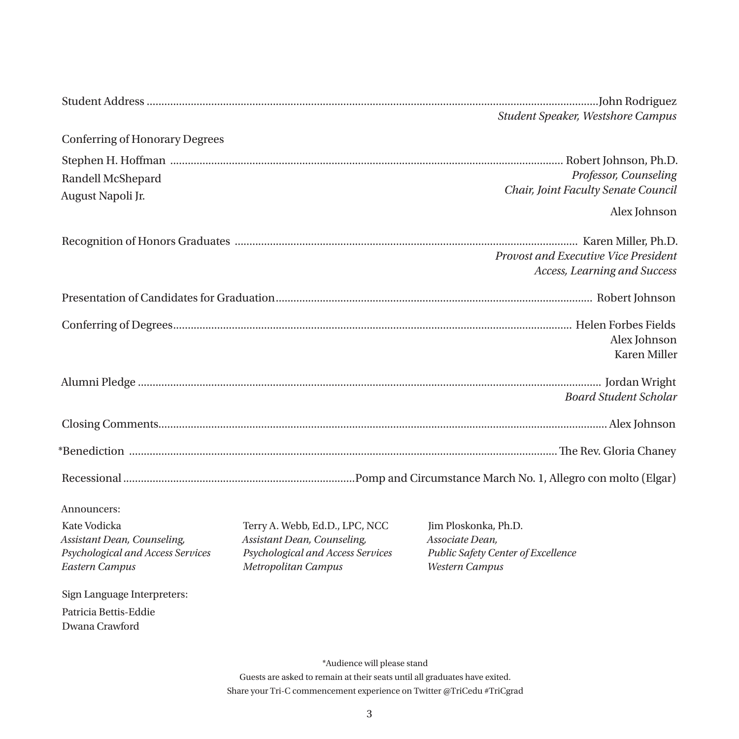Student Address ........................................ John Rodriguez
*Student Speaker, Westshore Campus*

Conferring of Honorary Degrees

Stephen H. Hoffman ........................................ Robert Johnson, Ph.D.
Randell McShepard — *Professor, Counseling*
August Napoli Jr. — *Chair, Joint Faculty Senate Council*

Alex Johnson

Recognition of Honors Graduates ........................................ Karen Miller, Ph.D.
*Provost and Executive Vice President*
*Access, Learning and Success*

Presentation of Candidates for Graduation ........................................ Robert Johnson

Conferring of Degrees ........................................ Helen Forbes Fields
Alex Johnson
Karen Miller

Alumni Pledge ........................................ Jordan Wright
*Board Student Scholar*

Closing Comments ........................................ Alex Johnson

*Benediction ........................................ The Rev. Gloria Chaney

Recessional ........................................ Pomp and Circumstance March No. 1, Allegro con molto (Elgar)

Announcers:

Kate Vodicka
*Assistant Dean, Counseling,*
*Psychological and Access Services*
*Eastern Campus*

Terry A. Webb, Ed.D., LPC, NCC
*Assistant Dean, Counseling,*
*Psychological and Access Services*
*Metropolitan Campus*

Jim Ploskonka, Ph.D.
*Associate Dean,*
*Public Safety Center of Excellence*
*Western Campus*

Sign Language Interpreters:

Patricia Bettis-Eddie
Dwana Crawford

*Audience will please stand

Guests are asked to remain at their seats until all graduates have exited.

Share your Tri-C commencement experience on Twitter @TriCedu #TriCgrad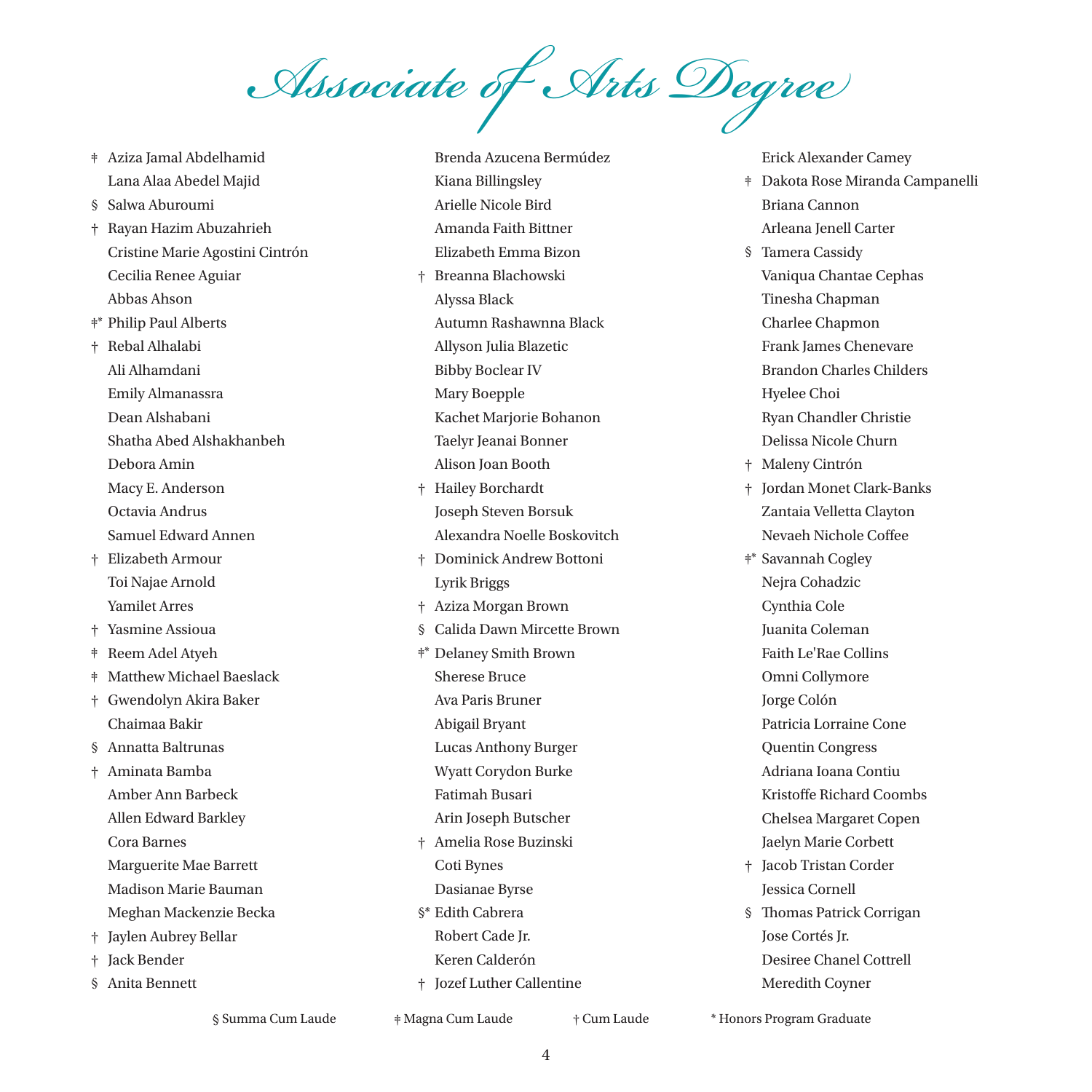# Associate of Arts Degree

- ǂ Aziza Jamal Abdelhamid
- Lana Alaa Abedel Majid
- § Salwa Aburoumi
- † Rayan Hazim Abuzahrieh
- Cristine Marie Agostini Cintrón
- Cecilia Renee Aguiar
- Abbas Ahson
- ǂ* Philip Paul Alberts
- † Rebal Alhalabi
- Ali Alhamdani
- Emily Almanassra
- Dean Alshabani
- Shatha Abed Alshakhanbeh
- Debora Amin
- Macy E. Anderson
- Octavia Andrus
- Samuel Edward Annen
- † Elizabeth Armour
- Toi Najae Arnold
- Yamilet Arres
- † Yasmine Assioua
- ǂ Reem Adel Atyeh
- ǂ Matthew Michael Baeslack
- † Gwendolyn Akira Baker
- Chaimaa Bakir
- § Annatta Baltrunas
- † Aminata Bamba
- Amber Ann Barbeck
- Allen Edward Barkley
- Cora Barnes
- Marguerite Mae Barrett
- Madison Marie Bauman
- Meghan Mackenzie Becka
- † Jaylen Aubrey Bellar
- † Jack Bender
- § Anita Bennett
- Brenda Azucena Bermúdez
- Kiana Billingsley
- Arielle Nicole Bird
- Amanda Faith Bittner
- Elizabeth Emma Bizon
- † Breanna Blachowski
- Alyssa Black
- Autumn Rashawnna Black
- Allyson Julia Blazetic
- Bibby Boclear IV
- Mary Boepple
- Kachet Marjorie Bohanon
- Taelyr Jeanai Bonner
- Alison Joan Booth
- † Hailey Borchardt
- Joseph Steven Borsuk
- Alexandra Noelle Boskovitch
- † Dominick Andrew Bottoni
- Lyrik Briggs
- † Aziza Morgan Brown
- § Calida Dawn Mircette Brown
- ǂ* Delaney Smith Brown
- Sherese Bruce
- Ava Paris Bruner
- Abigail Bryant
- Lucas Anthony Burger
- Wyatt Corydon Burke
- Fatimah Busari
- Arin Joseph Butscher
- † Amelia Rose Buzinski
- Coti Bynes
- Dasianae Byrse
- §* Edith Cabrera
- Robert Cade Jr.
- Keren Calderón
- † Jozef Luther Callentine
- Erick Alexander Camey
- ǂ Dakota Rose Miranda Campanelli
- Briana Cannon
- Arleana Jenell Carter
- § Tamera Cassidy
- Vaniqua Chantae Cephas
- Tinesha Chapman
- Charlee Chapmon
- Frank James Chenevare
- Brandon Charles Childers
- Hyelee Choi
- Ryan Chandler Christie
- Delissa Nicole Churn
- † Maleny Cintrón
- † Jordan Monet Clark-Banks
- Zantaia Velletta Clayton
- Nevaeh Nichole Coffee
- ǂ* Savannah Cogley
- Nejra Cohadzic
- Cynthia Cole
- Juanita Coleman
- Faith Le'Rae Collins
- Omni Collymore
- Jorge Colón
- Patricia Lorraine Cone
- Quentin Congress
- Adriana Ioana Contiu
- Kristoffe Richard Coombs
- Chelsea Margaret Copen
- Jaelyn Marie Corbett
- † Jacob Tristan Corder
- Jessica Cornell
- § Thomas Patrick Corrigan
- Jose Cortés Jr.
- Desiree Chanel Cottrell
- Meredith Coyner

§ Summa Cum Laude ǂ Magna Cum Laude † Cum Laude * Honors Program Graduate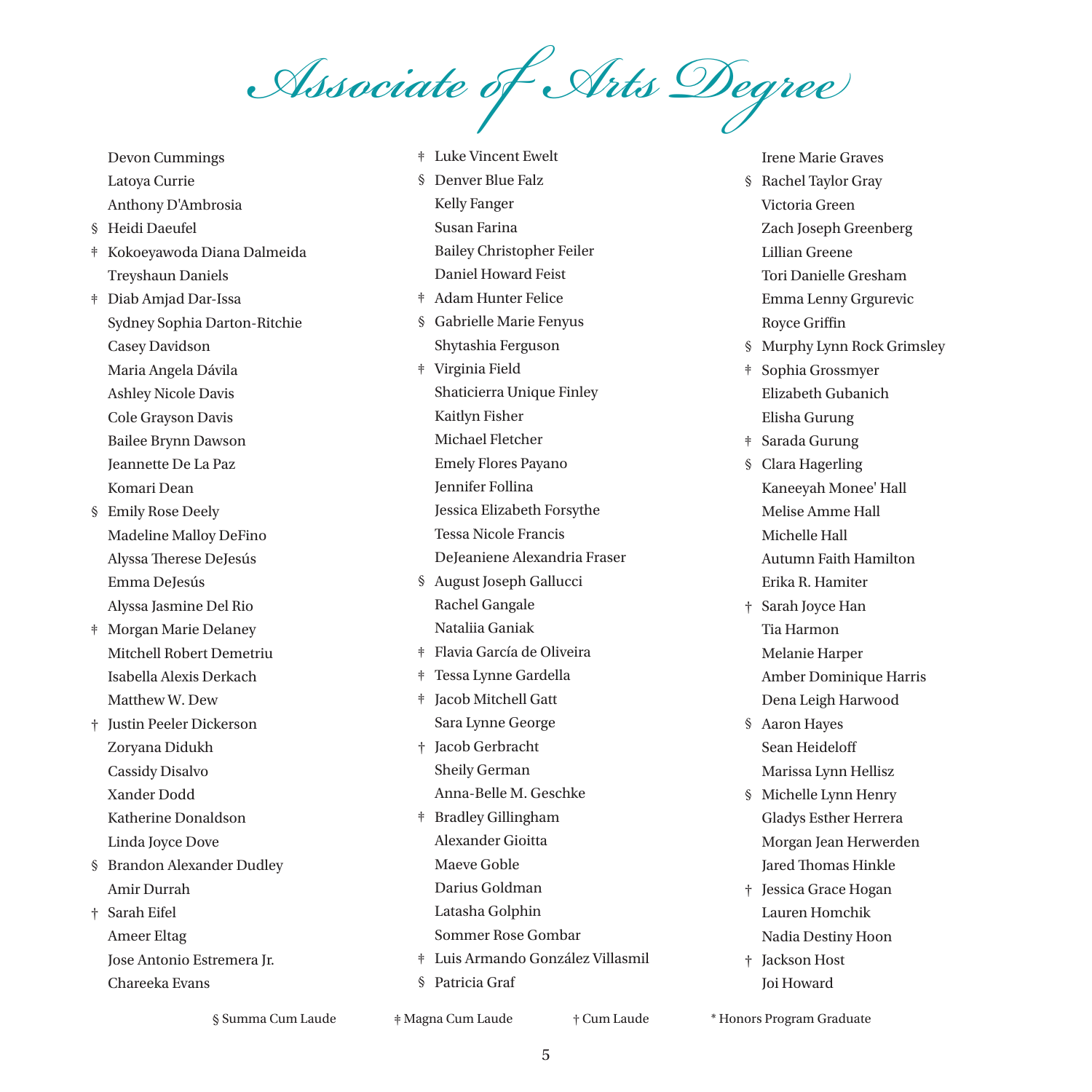# Associate of Arts Degree

- Devon Cummings
- Latoya Currie
- Anthony D'Ambrosia
- § Heidi Daeufel
- ‡ Kokoeyawoda Diana Dalmeida
- Treyshaun Daniels
- ‡ Diab Amjad Dar-Issa
- Sydney Sophia Darton-Ritchie
- Casey Davidson
- Maria Angela Dávila
- Ashley Nicole Davis
- Cole Grayson Davis
- Bailee Brynn Dawson
- Jeannette De La Paz
- Komari Dean
- § Emily Rose Deely
- Madeline Malloy DeFino
- Alyssa Therese DeJesús
- Emma DeJesús
- Alyssa Jasmine Del Rio
- ‡ Morgan Marie Delaney
- Mitchell Robert Demetriu
- Isabella Alexis Derkach
- Matthew W. Dew
- † Justin Peeler Dickerson
- Zoryana Didukh
- Cassidy Disalvo
- Xander Dodd
- Katherine Donaldson
- Linda Joyce Dove
- § Brandon Alexander Dudley
- Amir Durrah
- † Sarah Eifel
- Ameer Eltag
- Jose Antonio Estremera Jr.
- Chareeka Evans
- ‡ Luke Vincent Ewelt
- § Denver Blue Falz
- Kelly Fanger
- Susan Farina
- Bailey Christopher Feiler
- Daniel Howard Feist
- ‡ Adam Hunter Felice
- § Gabrielle Marie Fenyus
- Shytashia Ferguson
- ‡ Virginia Field
- Shaticierra Unique Finley
- Kaitlyn Fisher
- Michael Fletcher
- Emely Flores Payano
- Jennifer Follina
- Jessica Elizabeth Forsythe
- Tessa Nicole Francis
- DeJeaniene Alexandria Fraser
- § August Joseph Gallucci
- Rachel Gangale
- Nataliia Ganiak
- ‡ Flavia García de Oliveira
- ‡ Tessa Lynne Gardella
- ‡ Jacob Mitchell Gatt
- Sara Lynne George
- † Jacob Gerbracht
- Sheily German
- Anna-Belle M. Geschke
- ‡ Bradley Gillingham
- Alexander Gioitta
- Maeve Goble
- Darius Goldman
- Latasha Golphin
- Sommer Rose Gombar
- ‡ Luis Armando González Villasmil
- § Patricia Graf
- Irene Marie Graves
- § Rachel Taylor Gray
- Victoria Green
- Zach Joseph Greenberg
- Lillian Greene
- Tori Danielle Gresham
- Emma Lenny Grgurevic
- Royce Griffin
- § Murphy Lynn Rock Grimsley
- ‡ Sophia Grossmyer
- Elizabeth Gubanich
- Elisha Gurung
- ‡ Sarada Gurung
- § Clara Hagerling
- Kaneeyah Monee' Hall
- Melise Amme Hall
- Michelle Hall
- Autumn Faith Hamilton
- Erika R. Hamiter
- † Sarah Joyce Han
- Tia Harmon
- Melanie Harper
- Amber Dominique Harris
- Dena Leigh Harwood
- § Aaron Hayes
- Sean Heideloff
- Marissa Lynn Hellisz
- § Michelle Lynn Henry
- Gladys Esther Herrera
- Morgan Jean Herwerden
- Jared Thomas Hinkle
- † Jessica Grace Hogan
- Lauren Homchik
- Nadia Destiny Hoon
- † Jackson Host
- Joi Howard

§ Summa Cum Laude ‡ Magna Cum Laude † Cum Laude * Honors Program Graduate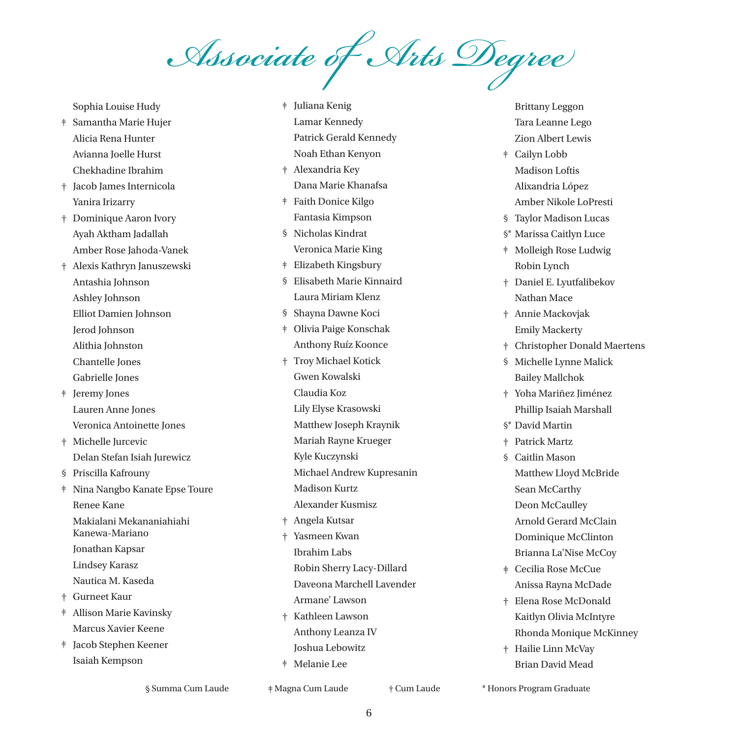# Associate of Arts Degree

Sophia Louise Hudy
ǂ Samantha Marie Hujer
Alicia Rena Hunter
Avianna Joelle Hurst
Chekhadine Ibrahim
† Jacob James Internicola
Yanira Irizarry
† Dominique Aaron Ivory
Ayah Aktham Jadallah
Amber Rose Jahoda-Vanek
† Alexis Kathryn Januszewski
Antashia Johnson
Ashley Johnson
Elliot Damien Johnson
Jerod Johnson
Alithia Johnston
Chantelle Jones
Gabrielle Jones
ǂ Jeremy Jones
Lauren Anne Jones
Veronica Antoinette Jones
† Michelle Jurcevic
Delan Stefan Isiah Jurewicz
§ Priscilla Kafrouny
ǂ Nina Nangbo Kanate Epse Toure
Renee Kane
Makialani Mekananiahiahi Kanewa-Mariano
Jonathan Kapsar
Lindsey Karasz
Nautica M. Kaseda
† Gurneet Kaur
ǂ Allison Marie Kavinsky
Marcus Xavier Keene
ǂ Jacob Stephen Keener
Isaiah Kempson
ǂ Juliana Kenig
Lamar Kennedy
Patrick Gerald Kennedy
Noah Ethan Kenyon
† Alexandria Key
Dana Marie Khanafsa
ǂ Faith Donice Kilgo
Fantasia Kimpson
§ Nicholas Kindrat
Veronica Marie King
ǂ Elizabeth Kingsbury
§ Elisabeth Marie Kinnaird
Laura Miriam Klenz
§ Shayna Dawne Koci
ǂ Olivia Paige Konschak
Anthony Ruíz Koonce
† Troy Michael Kotick
Gwen Kowalski
Claudia Koz
Lily Elyse Krasowski
Matthew Joseph Kraynik
Mariah Rayne Krueger
Kyle Kuczynski
Michael Andrew Kupresanin
Madison Kurtz
Alexander Kusmisz
† Angela Kutsar
† Yasmeen Kwan
Ibrahim Labs
Robin Sherry Lacy-Dillard
Daveona Marchell Lavender
Armane' Lawson
† Kathleen Lawson
Anthony Leanza IV
Joshua Lebowitz
ǂ Melanie Lee
Brittany Leggon
Tara Leanne Lego
Zion Albert Lewis
ǂ Cailyn Lobb
Madison Loftis
Alixandria López
Amber Nikole LoPresti
§ Taylor Madison Lucas
§* Marissa Caitlyn Luce
ǂ Molleigh Rose Ludwig
Robin Lynch
† Daniel E. Lyutfalibekov
Nathan Mace
† Annie Mackovjak
Emily Mackerty
† Christopher Donald Maertens
§ Michelle Lynne Malick
Bailey Mallchok
† Yoha Mariñez Jiménez
Phillip Isaiah Marshall
§* David Martin
† Patrick Martz
§ Caitlin Mason
Matthew Lloyd McBride
Sean McCarthy
Deon McCaulley
Arnold Gerard McClain
Dominique McClinton
Brianna La'Nise McCoy
ǂ Cecilia Rose McCue
Anissa Rayna McDade
† Elena Rose McDonald
Kaitlyn Olivia McIntyre
Rhonda Monique McKinney
† Hailie Linn McVay
Brian David Mead

§ Summa Cum Laude ǂ Magna Cum Laude † Cum Laude * Honors Program Graduate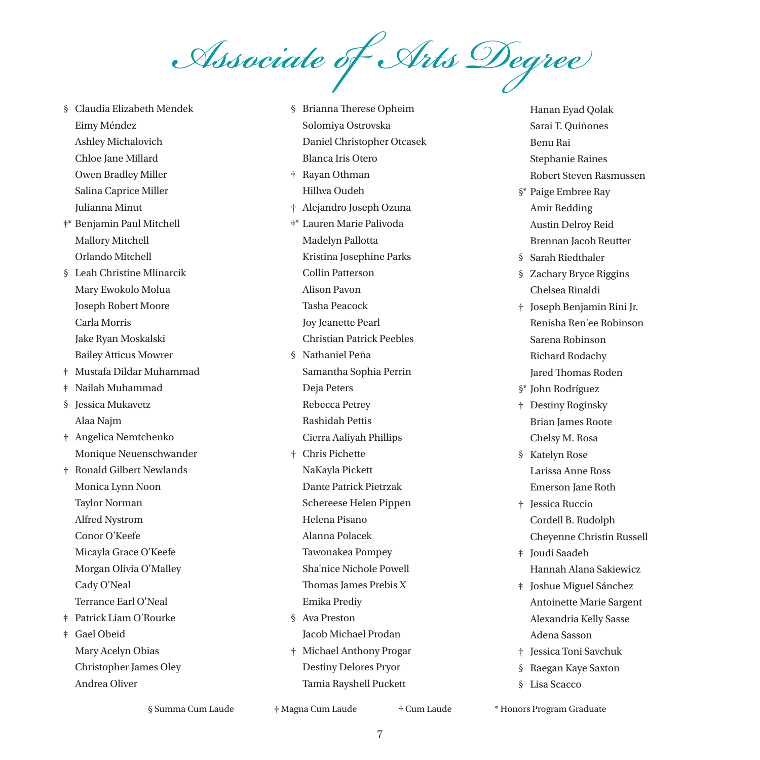# Associate of Arts Degree

§ Claudia Elizabeth Mendek
Eimy Méndez
Ashley Michalovich
Chloe Jane Millard
Owen Bradley Miller
Salina Caprice Miller
Julianna Minut
‡* Benjamin Paul Mitchell
Mallory Mitchell
Orlando Mitchell
§ Leah Christine Mlinarcik
Mary Ewokolo Molua
Joseph Robert Moore
Carla Morris
Jake Ryan Moskalski
Bailey Atticus Mowrer
‡ Mustafa Dildar Muhammad
‡ Nailah Muhammad
§ Jessica Mukavetz
Alaa Najm
† Angelica Nemtchenko
Monique Neuenschwander
† Ronald Gilbert Newlands
Monica Lynn Noon
Taylor Norman
Alfred Nystrom
Conor O'Keefe
Micayla Grace O'Keefe
Morgan Olivia O'Malley
Cady O'Neal
Terrance Earl O'Neal
‡ Patrick Liam O'Rourke
‡ Gael Obeid
Mary Acelyn Obias
Christopher James Oley
Andrea Oliver

§ Brianna Therese Opheim
Solomiya Ostrovska
Daniel Christopher Otcasek
Blanca Iris Otero
‡ Rayan Othman
Hillwa Oudeh
† Alejandro Joseph Ozuna
‡* Lauren Marie Palivoda
Madelyn Pallotta
Kristina Josephine Parks
Collin Patterson
Alison Pavon
Tasha Peacock
Joy Jeanette Pearl
Christian Patrick Peebles
§ Nathaniel Peña
Samantha Sophia Perrin
Deja Peters
Rebecca Petrey
Rashidah Pettis
Cierra Aaliyah Phillips
† Chris Pichette
NaKayla Pickett
Dante Patrick Pietrzak
Schereese Helen Pippen
Helena Pisano
Alanna Polacek
Tawonakea Pompey
Sha'nice Nichole Powell
Thomas James Prebis X
Emika Prediy
§ Ava Preston
Jacob Michael Prodan
† Michael Anthony Progar
Destiny Delores Pryor
Tamia Rayshell Puckett

Hanan Eyad Qolak
Sarai T. Quiñones
Benu Rai
Stephanie Raines
Robert Steven Rasmussen
§* Paige Embree Ray
Amir Redding
Austin Delroy Reid
Brennan Jacob Reutter
§ Sarah Riedthaler
§ Zachary Bryce Riggins
Chelsea Rinaldi
† Joseph Benjamin Rini Jr.
Renisha Ren'ee Robinson
Sarena Robinson
Richard Rodachy
Jared Thomas Roden
§* John Rodríguez
† Destiny Roginsky
Brian James Roote
Chelsy M. Rosa
§ Katelyn Rose
Larissa Anne Ross
Emerson Jane Roth
† Jessica Ruccio
Cordell B. Rudolph
Cheyenne Christin Russell
‡ Joudi Saadeh
Hannah Alana Sakiewicz
‡ Joshue Miguel Sánchez
Antoinette Marie Sargent
Alexandria Kelly Sasse
Adena Sasson
† Jessica Toni Savchuk
§ Raegan Kaye Saxton
§ Lisa Scacco

§ Summa Cum Laude ‡ Magna Cum Laude † Cum Laude * Honors Program Graduate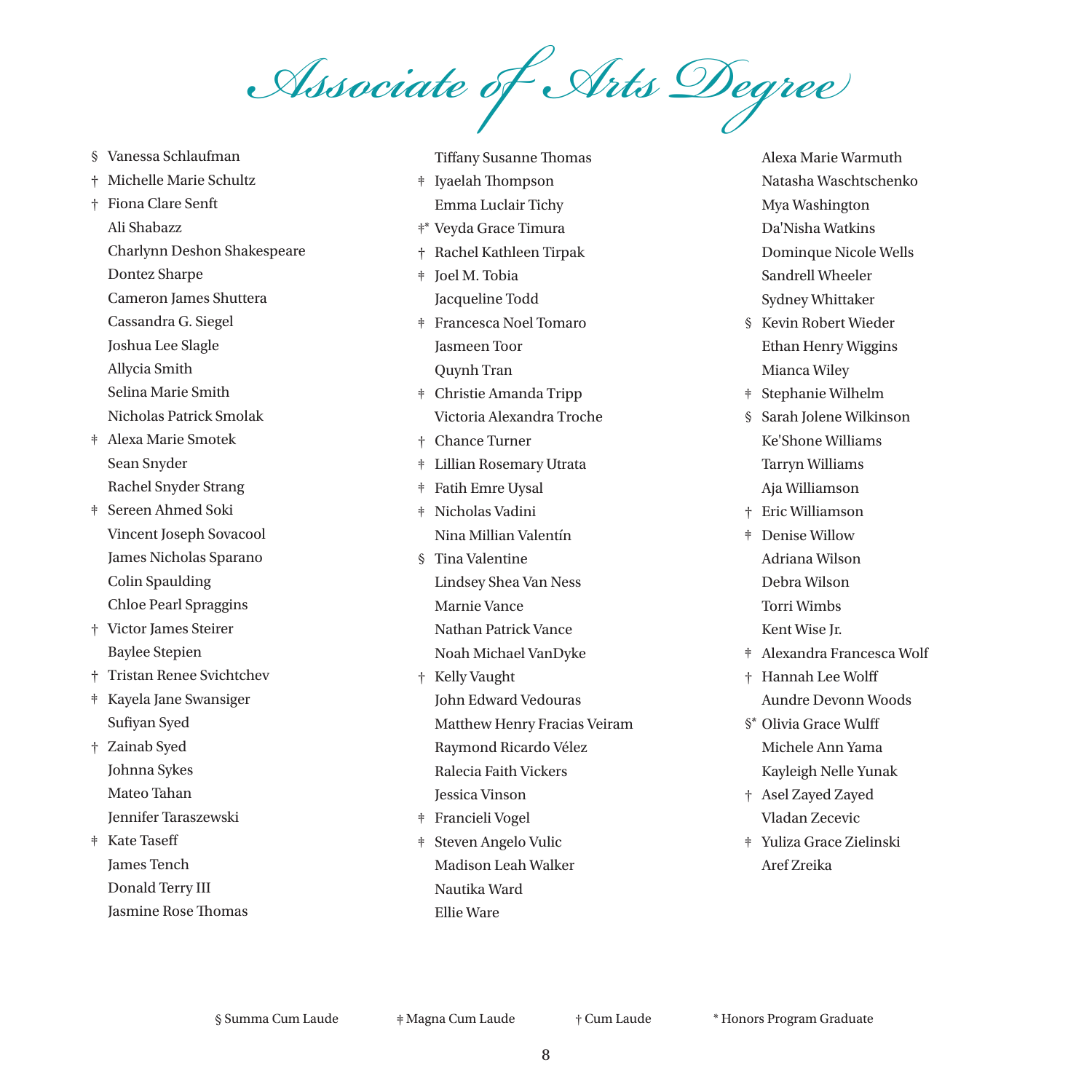# Associate of Arts Degree

§ Vanessa Schlaufman
† Michelle Marie Schultz
† Fiona Clare Senft
Ali Shabazz
Charlynn Deshon Shakespeare
Dontez Sharpe
Cameron James Shuttera
Cassandra G. Siegel
Joshua Lee Slagle
Allycia Smith
Selina Marie Smith
Nicholas Patrick Smolak
ǂ Alexa Marie Smotek
Sean Snyder
Rachel Snyder Strang
ǂ Sereen Ahmed Soki
Vincent Joseph Sovacool
James Nicholas Sparano
Colin Spaulding
Chloe Pearl Spraggins
† Victor James Steirer
Baylee Stepien
† Tristan Renee Svichtchev
ǂ Kayela Jane Swansiger
Sufiyan Syed
† Zainab Syed
Johnna Sykes
Mateo Tahan
Jennifer Taraszewski
ǂ Kate Taseff
James Tench
Donald Terry III
Jasmine Rose Thomas
Tiffany Susanne Thomas
ǂ Iyaelah Thompson
Emma Luclair Tichy
ǂ* Veyda Grace Timura
† Rachel Kathleen Tirpak
ǂ Joel M. Tobia
Jacqueline Todd
ǂ Francesca Noel Tomaro
Jasmeen Toor
Quynh Tran
ǂ Christie Amanda Tripp
Victoria Alexandra Troche
† Chance Turner
ǂ Lillian Rosemary Utrata
ǂ Fatih Emre Uysal
ǂ Nicholas Vadini
Nina Millian Valentín
§ Tina Valentine
Lindsey Shea Van Ness
Marnie Vance
Nathan Patrick Vance
Noah Michael VanDyke
† Kelly Vaught
John Edward Vedouras
Matthew Henry Fracias Veiram
Raymond Ricardo Vélez
Ralecia Faith Vickers
Jessica Vinson
ǂ Francieli Vogel
ǂ Steven Angelo Vulic
Madison Leah Walker
Nautika Ward
Ellie Ware
Alexa Marie Warmuth
Natasha Waschtschenko
Mya Washington
Da'Nisha Watkins
Dominque Nicole Wells
Sandrell Wheeler
Sydney Whittaker
§ Kevin Robert Wieder
Ethan Henry Wiggins
Mianca Wiley
ǂ Stephanie Wilhelm
§ Sarah Jolene Wilkinson
Ke'Shone Williams
Tarryn Williams
Aja Williamson
† Eric Williamson
ǂ Denise Willow
Adriana Wilson
Debra Wilson
Torri Wimbs
Kent Wise Jr.
ǂ Alexandra Francesca Wolf
† Hannah Lee Wolff
Aundre Devonn Woods
§* Olivia Grace Wulff
Michele Ann Yama
Kayleigh Nelle Yunak
† Asel Zayed Zayed
Vladan Zecevic
ǂ Yuliza Grace Zielinski
Aref Zreika

§ Summa Cum Laude    ǂ Magna Cum Laude    † Cum Laude    * Honors Program Graduate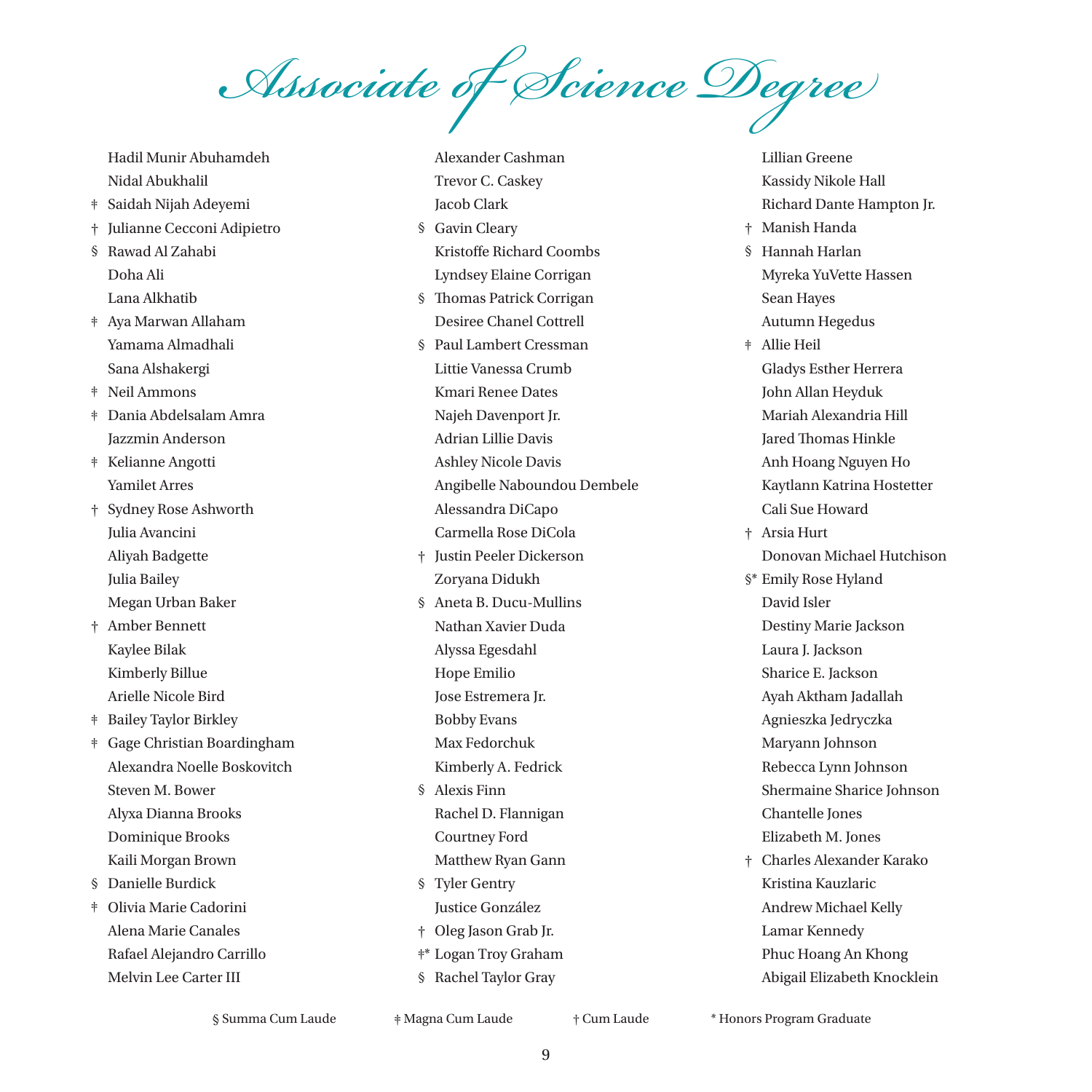# Associate of Science Degree

Hadil Munir Abuhamdeh
Nidal Abukhalil
ǂ Saidah Nijah Adeyemi
† Julianne Cecconi Adipietro
§ Rawad Al Zahabi
Doha Ali
Lana Alkhatib
ǂ Aya Marwan Allaham
Yamama Almadhali
Sana Alshakergi
ǂ Neil Ammons
ǂ Dania Abdelsalam Amra
Jazzmin Anderson
ǂ Kelianne Angotti
Yamilet Arres
† Sydney Rose Ashworth
Julia Avancini
Aliyah Badgette
Julia Bailey
Megan Urban Baker
† Amber Bennett
Kaylee Bilak
Kimberly Billue
Arielle Nicole Bird
ǂ Bailey Taylor Birkley
ǂ Gage Christian Boardingham
Alexandra Noelle Boskovitch
Steven M. Bower
Alyxa Dianna Brooks
Dominique Brooks
Kaili Morgan Brown
§ Danielle Burdick
ǂ Olivia Marie Cadorini
Alena Marie Canales
Rafael Alejandro Carrillo
Melvin Lee Carter III
Alexander Cashman
Trevor C. Caskey
Jacob Clark
§ Gavin Cleary
Kristoffe Richard Coombs
Lyndsey Elaine Corrigan
§ Thomas Patrick Corrigan
Desiree Chanel Cottrell
§ Paul Lambert Cressman
Littie Vanessa Crumb
Kmari Renee Dates
Najeh Davenport Jr.
Adrian Lillie Davis
Ashley Nicole Davis
Angibelle Naboundou Dembele
Alessandra DiCapo
Carmella Rose DiCola
† Justin Peeler Dickerson
Zoryana Didukh
§ Aneta B. Ducu-Mullins
Nathan Xavier Duda
Alyssa Egesdahl
Hope Emilio
Jose Estremera Jr.
Bobby Evans
Max Fedorchuk
Kimberly A. Fedrick
§ Alexis Finn
Rachel D. Flannigan
Courtney Ford
Matthew Ryan Gann
§ Tyler Gentry
Justice González
† Oleg Jason Grab Jr.
ǂ* Logan Troy Graham
§ Rachel Taylor Gray
Lillian Greene
Kassidy Nikole Hall
Richard Dante Hampton Jr.
† Manish Handa
§ Hannah Harlan
Myreka YuVette Hassen
Sean Hayes
Autumn Hegedus
ǂ Allie Heil
Gladys Esther Herrera
John Allan Heyduk
Mariah Alexandria Hill
Jared Thomas Hinkle
Anh Hoang Nguyen Ho
Kaytlann Katrina Hostetter
Cali Sue Howard
† Arsia Hurt
Donovan Michael Hutchison
§* Emily Rose Hyland
David Isler
Destiny Marie Jackson
Laura J. Jackson
Sharice E. Jackson
Ayah Aktham Jadallah
Agnieszka Jedryczka
Maryann Johnson
Rebecca Lynn Johnson
Shermaine Sharice Johnson
Chantelle Jones
Elizabeth M. Jones
† Charles Alexander Karako
Kristina Kauzlaric
Andrew Michael Kelly
Lamar Kennedy
Phuc Hoang An Khong
Abigail Elizabeth Knocklein

§ Summa Cum Laude ǂ Magna Cum Laude † Cum Laude * Honors Program Graduate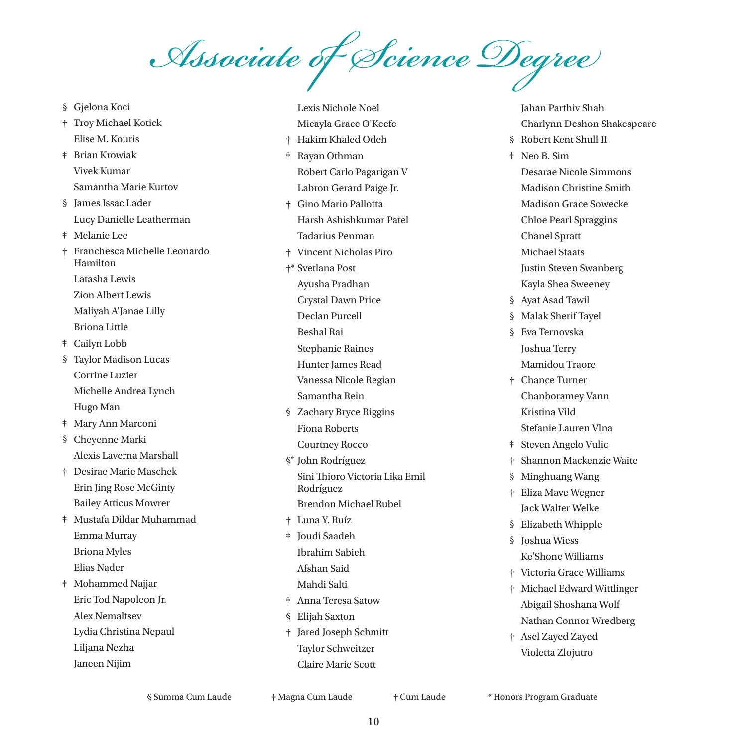# Associate of Science Degree

- § Gjelona Koci
- † Troy Michael Kotick
- Elise M. Kouris
- ǂ Brian Krowiak
- Vivek Kumar
- Samantha Marie Kurtov
- § James Issac Lader
- Lucy Danielle Leatherman
- ǂ Melanie Lee
- † Franchesca Michelle Leonardo Hamilton
- Latasha Lewis
- Zion Albert Lewis
- Maliyah A'Janae Lilly
- Briona Little
- ǂ Cailyn Lobb
- § Taylor Madison Lucas
- Corrine Luzier
- Michelle Andrea Lynch
- Hugo Man
- ǂ Mary Ann Marconi
- § Cheyenne Marki
- Alexis Laverna Marshall
- † Desirae Marie Maschek
- Erin Jing Rose McGinty
- Bailey Atticus Mowrer
- ǂ Mustafa Dildar Muhammad
- Emma Murray
- Briona Myles
- Elias Nader
- ǂ Mohammed Najjar
- Eric Tod Napoleon Jr.
- Alex Nemaltsev
- Lydia Christina Nepaul
- Liljana Nezha
- Janeen Nijim
- Lexis Nichole Noel
- Micayla Grace O'Keefe
- † Hakim Khaled Odeh
- ǂ Rayan Othman
- Robert Carlo Pagarigan V
- Labron Gerard Paige Jr.
- † Gino Mario Pallotta
- Harsh Ashishkumar Patel
- Tadarius Penman
- † Vincent Nicholas Piro
- †* Svetlana Post
- Ayusha Pradhan
- Crystal Dawn Price
- Declan Purcell
- Beshal Rai
- Stephanie Raines
- Hunter James Read
- Vanessa Nicole Regian
- Samantha Rein
- § Zachary Bryce Riggins
- Fiona Roberts
- Courtney Rocco
- §* John Rodríguez
- Sini Thioro Victoria Lika Emil Rodríguez
- Brendon Michael Rubel
- † Luna Y. Ruíz
- ǂ Joudi Saadeh
- Ibrahim Sabieh
- Afshan Said
- Mahdi Salti
- ǂ Anna Teresa Satow
- § Elijah Saxton
- † Jared Joseph Schmitt
- Taylor Schweitzer
- Claire Marie Scott
- Jahan Parthiv Shah
- Charlynn Deshon Shakespeare
- § Robert Kent Shull II
- ǂ Neo B. Sim
- Desarae Nicole Simmons
- Madison Christine Smith
- Madison Grace Sowecke
- Chloe Pearl Spraggins
- Chanel Spratt
- Michael Staats
- Justin Steven Swanberg
- Kayla Shea Sweeney
- § Ayat Asad Tawil
- § Malak Sherif Tayel
- § Eva Ternovska
- Joshua Terry
- Mamidou Traore
- † Chance Turner
- Chanboramey Vann
- Kristina Vild
- Stefanie Lauren Vlna
- ǂ Steven Angelo Vulic
- † Shannon Mackenzie Waite
- § Minghuang Wang
- † Eliza Mave Wegner
- Jack Walter Welke
- § Elizabeth Whipple
- § Joshua Wiess
- Ke'Shone Williams
- † Victoria Grace Williams
- † Michael Edward Wittlinger
- Abigail Shoshana Wolf
- Nathan Connor Wredberg
- † Asel Zayed Zayed
- Violetta Zlojutro

§ Summa Cum Laude ǂ Magna Cum Laude † Cum Laude * Honors Program Graduate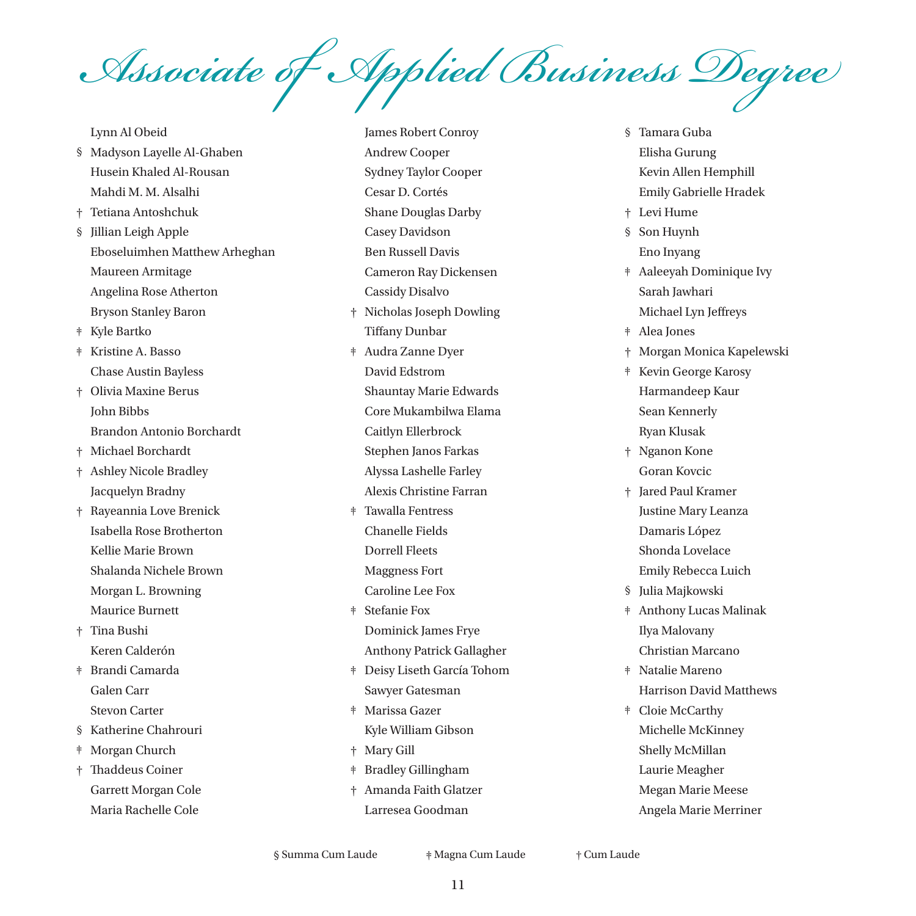# Associate of Applied Business Degree

Lynn Al Obeid
§ Madyson Layelle Al-Ghaben
Husein Khaled Al-Rousan
Mahdi M. M. Alsalhi
† Tetiana Antoshchuk
§ Jillian Leigh Apple
Eboseluimhen Matthew Arheghan
Maureen Armitage
Angelina Rose Atherton
Bryson Stanley Baron
ǂ Kyle Bartko
ǂ Kristine A. Basso
Chase Austin Bayless
† Olivia Maxine Berus
John Bibbs
Brandon Antonio Borchardt
† Michael Borchardt
† Ashley Nicole Bradley
Jacquelyn Bradny
† Rayeannia Love Brenick
Isabella Rose Brotherton
Kellie Marie Brown
Shalanda Nichele Brown
Morgan L. Browning
Maurice Burnett
† Tina Bushi
Keren Calderón
ǂ Brandi Camarda
Galen Carr
Stevon Carter
§ Katherine Chahrouri
ǂ Morgan Church
† Thaddeus Coiner
Garrett Morgan Cole
Maria Rachelle Cole
James Robert Conroy
Andrew Cooper
Sydney Taylor Cooper
Cesar D. Cortés
Shane Douglas Darby
Casey Davidson
Ben Russell Davis
Cameron Ray Dickensen
Cassidy Disalvo
† Nicholas Joseph Dowling
Tiffany Dunbar
ǂ Audra Zanne Dyer
David Edstrom
Shauntay Marie Edwards
Core Mukambilwa Elama
Caitlyn Ellerbrock
Stephen Janos Farkas
Alyssa Lashelle Farley
Alexis Christine Farran
ǂ Tawalla Fentress
Chanelle Fields
Dorrell Fleets
Maggness Fort
Caroline Lee Fox
ǂ Stefanie Fox
Dominick James Frye
Anthony Patrick Gallagher
ǂ Deisy Liseth García Tohom
Sawyer Gatesman
ǂ Marissa Gazer
Kyle William Gibson
† Mary Gill
ǂ Bradley Gillingham
† Amanda Faith Glatzer
Larresea Goodman
§ Tamara Guba
Elisha Gurung
Kevin Allen Hemphill
Emily Gabrielle Hradek
† Levi Hume
§ Son Huynh
Eno Inyang
ǂ Aaleeyah Dominique Ivy
Sarah Jawhari
Michael Lyn Jeffreys
ǂ Alea Jones
† Morgan Monica Kapelewski
ǂ Kevin George Karosy
Harmandeep Kaur
Sean Kennerly
Ryan Klusak
† Nganon Kone
Goran Kovcic
† Jared Paul Kramer
Justine Mary Leanza
Damaris López
Shonda Lovelace
Emily Rebecca Luich
§ Julia Majkowski
ǂ Anthony Lucas Malinak
Ilya Malovany
Christian Marcano
ǂ Natalie Mareno
Harrison David Matthews
ǂ Cloie McCarthy
Michelle McKinney
Shelly McMillan
Laurie Meagher
Megan Marie Meese
Angela Marie Merriner

§ Summa Cum Laude ǂ Magna Cum Laude † Cum Laude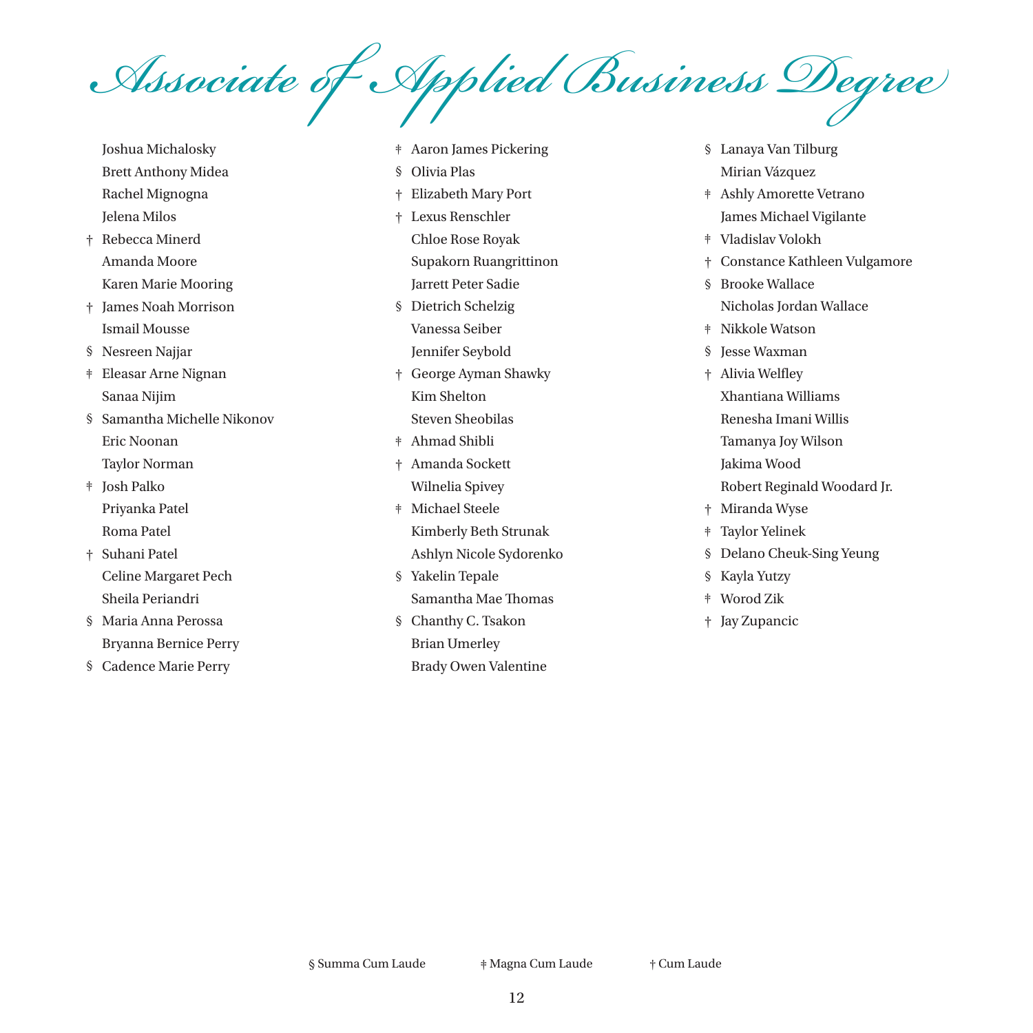# Associate of Applied Business Degree

Joshua Michalosky
Brett Anthony Midea
Rachel Mignogna
Jelena Milos
† Rebecca Minerd
Amanda Moore
Karen Marie Mooring
† James Noah Morrison
Ismail Mousse
§ Nesreen Najjar
ǂ Eleasar Arne Nignan
Sanaa Nijim
§ Samantha Michelle Nikonov
Eric Noonan
Taylor Norman
ǂ Josh Palko
Priyanka Patel
Roma Patel
† Suhani Patel
Celine Margaret Pech
Sheila Periandri
§ Maria Anna Perossa
Bryanna Bernice Perry
§ Cadence Marie Perry
ǂ Aaron James Pickering
§ Olivia Plas
† Elizabeth Mary Port
† Lexus Renschler
Chloe Rose Royak
Supakorn Ruangrittinon
Jarrett Peter Sadie
§ Dietrich Schelzig
Vanessa Seiber
Jennifer Seybold
† George Ayman Shawky
Kim Shelton
Steven Sheobilas
ǂ Ahmad Shibli
† Amanda Sockett
Wilnelia Spivey
ǂ Michael Steele
Kimberly Beth Strunak
Ashlyn Nicole Sydorenko
§ Yakelin Tepale
Samantha Mae Thomas
§ Chanthy C. Tsakon
Brian Umerley
Brady Owen Valentine
§ Lanaya Van Tilburg
Mirian Vázquez
ǂ Ashly Amorette Vetrano
James Michael Vigilante
ǂ Vladislav Volokh
† Constance Kathleen Vulgamore
§ Brooke Wallace
Nicholas Jordan Wallace
ǂ Nikkole Watson
§ Jesse Waxman
† Alivia Welfley
Xhantiana Williams
Renesha Imani Willis
Tamanya Joy Wilson
Jakima Wood
Robert Reginald Woodard Jr.
† Miranda Wyse
ǂ Taylor Yelinek
§ Delano Cheuk-Sing Yeung
§ Kayla Yutzy
ǂ Worod Zik
† Jay Zupancic

§ Summa Cum Laude ǂ Magna Cum Laude † Cum Laude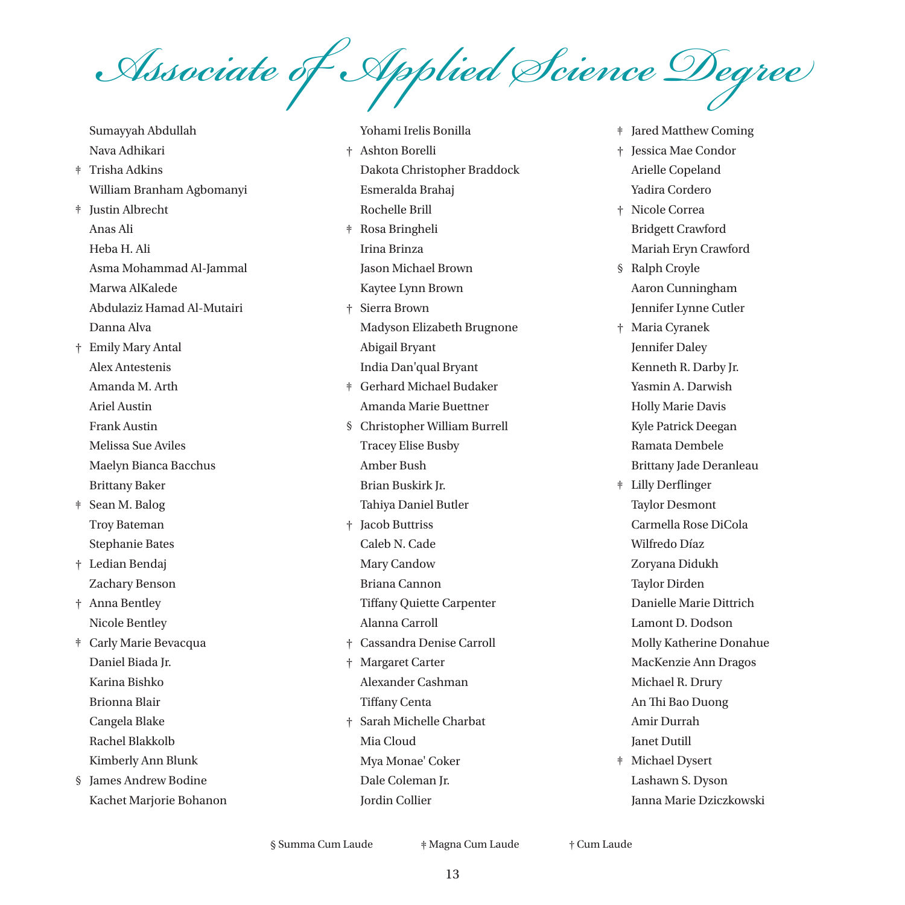# Associate of Applied Science Degree

Sumayyah Abdullah
Nava Adhikari
‡ Trisha Adkins
William Branham Agbomanyi
‡ Justin Albrecht
Anas Ali
Heba H. Ali
Asma Mohammad Al-Jammal
Marwa AlKalede
Abdulaziz Hamad Al-Mutairi
Danna Alva
† Emily Mary Antal
Alex Antestenis
Amanda M. Arth
Ariel Austin
Frank Austin
Melissa Sue Aviles
Maelyn Bianca Bacchus
Brittany Baker
‡ Sean M. Balog
Troy Bateman
Stephanie Bates
† Ledian Bendaj
Zachary Benson
† Anna Bentley
Nicole Bentley
‡ Carly Marie Bevacqua
Daniel Biada Jr.
Karina Bishko
Brionna Blair
Cangela Blake
Rachel Blakkolb
Kimberly Ann Blunk
§ James Andrew Bodine
Kachet Marjorie Bohanon
Yohami Irelis Bonilla
† Ashton Borelli
Dakota Christopher Braddock
Esmeralda Brahaj
Rochelle Brill
‡ Rosa Bringheli
Irina Brinza
Jason Michael Brown
Kaytee Lynn Brown
† Sierra Brown
Madyson Elizabeth Brugnone
Abigail Bryant
India Dan'qual Bryant
‡ Gerhard Michael Budaker
Amanda Marie Buettner
§ Christopher William Burrell
Tracey Elise Busby
Amber Bush
Brian Buskirk Jr.
Tahiya Daniel Butler
† Jacob Buttriss
Caleb N. Cade
Mary Candow
Briana Cannon
Tiffany Quiette Carpenter
Alanna Carroll
† Cassandra Denise Carroll
† Margaret Carter
Alexander Cashman
Tiffany Centa
† Sarah Michelle Charbat
Mia Cloud
Mya Monae' Coker
Dale Coleman Jr.
Jordin Collier
‡ Jared Matthew Coming
† Jessica Mae Condor
Arielle Copeland
Yadira Cordero
† Nicole Correa
Bridgett Crawford
Mariah Eryn Crawford
§ Ralph Croyle
Aaron Cunningham
Jennifer Lynne Cutler
† Maria Cyranek
Jennifer Daley
Kenneth R. Darby Jr.
Yasmin A. Darwish
Holly Marie Davis
Kyle Patrick Deegan
Ramata Dembele
Brittany Jade Deranleau
‡ Lilly Derflinger
Taylor Desmont
Carmella Rose DiCola
Wilfredo Díaz
Zoryana Didukh
Taylor Dirden
Danielle Marie Dittrich
Lamont D. Dodson
Molly Katherine Donahue
MacKenzie Ann Dragos
Michael R. Drury
An Thi Bao Duong
Amir Durrah
Janet Dutill
‡ Michael Dysert
Lashawn S. Dyson
Janna Marie Dziczkowski

§ Summa Cum Laude ‡ Magna Cum Laude † Cum Laude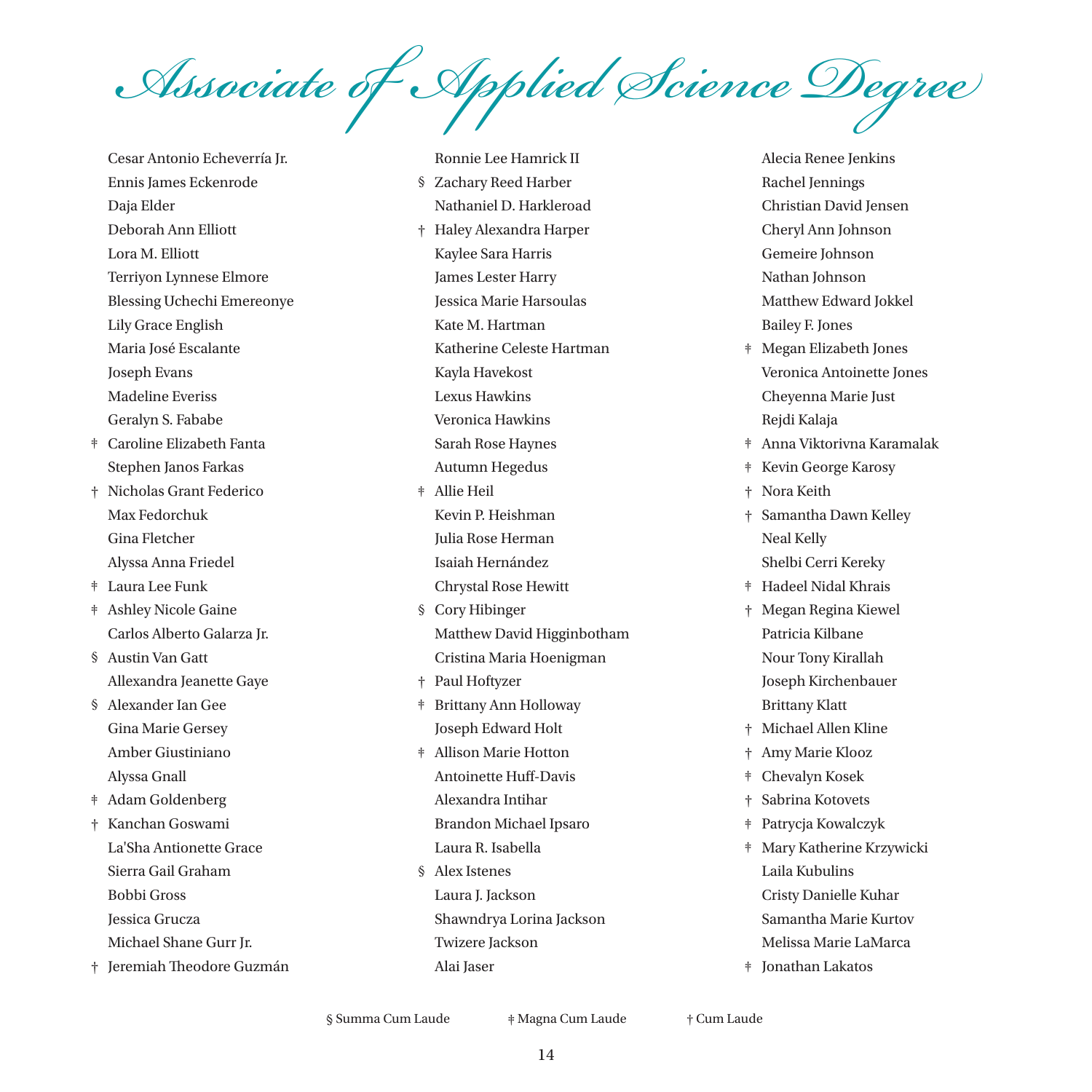# Associate of Applied Science Degree

Cesar Antonio Echeverría Jr.
Ennis James Eckenrode
Daja Elder
Deborah Ann Elliott
Lora M. Elliott
Terriyon Lynnese Elmore
Blessing Uchechi Emereonye
Lily Grace English
Maria José Escalante
Joseph Evans
Madeline Everiss
Geralyn S. Fababe
ǂ Caroline Elizabeth Fanta
Stephen Janos Farkas
† Nicholas Grant Federico
Max Fedorchuk
Gina Fletcher
Alyssa Anna Friedel
ǂ Laura Lee Funk
ǂ Ashley Nicole Gaine
Carlos Alberto Galarza Jr.
§ Austin Van Gatt
Allexandra Jeanette Gaye
§ Alexander Ian Gee
Gina Marie Gersey
Amber Giustiniano
Alyssa Gnall
ǂ Adam Goldenberg
† Kanchan Goswami
La'Sha Antionette Grace
Sierra Gail Graham
Bobbi Gross
Jessica Grucza
Michael Shane Gurr Jr.
† Jeremiah Theodore Guzmán
Ronnie Lee Hamrick II
§ Zachary Reed Harber
Nathaniel D. Harkleroad
† Haley Alexandra Harper
Kaylee Sara Harris
James Lester Harry
Jessica Marie Harsoulas
Kate M. Hartman
Katherine Celeste Hartman
Kayla Havekost
Lexus Hawkins
Veronica Hawkins
Sarah Rose Haynes
Autumn Hegedus
ǂ Allie Heil
Kevin P. Heishman
Julia Rose Herman
Isaiah Hernández
Chrystal Rose Hewitt
§ Cory Hibinger
Matthew David Higginbotham
Cristina Maria Hoenigman
† Paul Hoftyzer
ǂ Brittany Ann Holloway
Joseph Edward Holt
ǂ Allison Marie Hotton
Antoinette Huff-Davis
Alexandra Intihar
Brandon Michael Ipsaro
Laura R. Isabella
§ Alex Istenes
Laura J. Jackson
Shawndrya Lorina Jackson
Twizere Jackson
Alai Jaser
Alecia Renee Jenkins
Rachel Jennings
Christian David Jensen
Cheryl Ann Johnson
Gemeire Johnson
Nathan Johnson
Matthew Edward Jokkel
Bailey F. Jones
ǂ Megan Elizabeth Jones
Veronica Antoinette Jones
Cheyenna Marie Just
Rejdi Kalaja
ǂ Anna Viktorivna Karamalak
ǂ Kevin George Karosy
† Nora Keith
† Samantha Dawn Kelley
Neal Kelly
Shelbi Cerri Kereky
ǂ Hadeel Nidal Khrais
† Megan Regina Kiewel
Patricia Kilbane
Nour Tony Kirallah
Joseph Kirchenbauer
Brittany Klatt
† Michael Allen Kline
† Amy Marie Klooz
ǂ Chevalyn Kosek
† Sabrina Kotovets
ǂ Patrycja Kowalczyk
ǂ Mary Katherine Krzywicki
Laila Kubulins
Cristy Danielle Kuhar
Samantha Marie Kurtov
Melissa Marie LaMarca
ǂ Jonathan Lakatos

§ Summa Cum Laude ǂ Magna Cum Laude † Cum Laude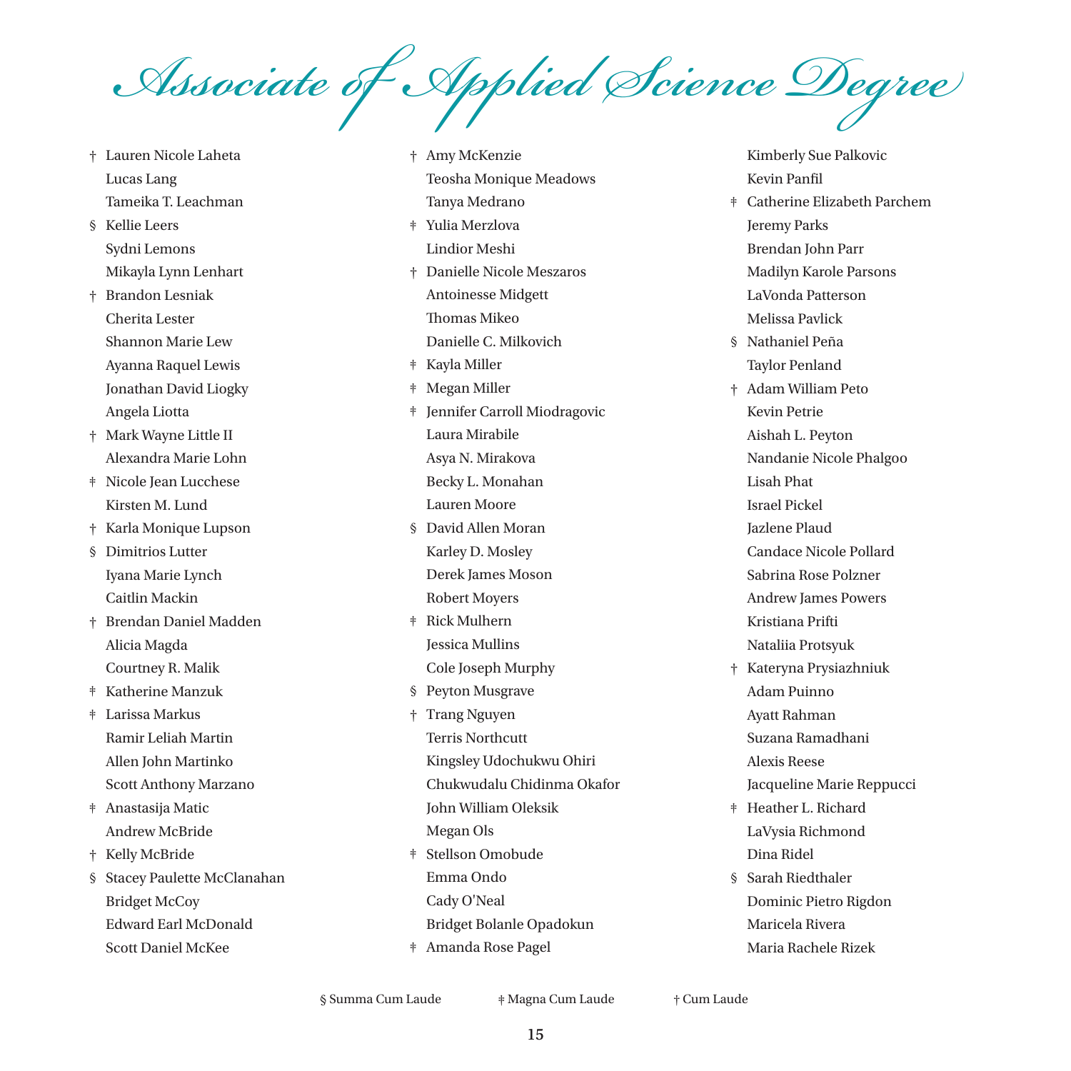# Associate of Applied Science Degree

† Lauren Nicole Laheta
Lucas Lang
Tameika T. Leachman
§ Kellie Leers
Sydni Lemons
Mikayla Lynn Lenhart
† Brandon Lesniak
Cherita Lester
Shannon Marie Lew
Ayanna Raquel Lewis
Jonathan David Liogky
Angela Liotta
† Mark Wayne Little II
Alexandra Marie Lohn
ǂ Nicole Jean Lucchese
Kirsten M. Lund
† Karla Monique Lupson
§ Dimitrios Lutter
Iyana Marie Lynch
Caitlin Mackin
† Brendan Daniel Madden
Alicia Magda
Courtney R. Malik
ǂ Katherine Manzuk
ǂ Larissa Markus
Ramir Leliah Martin
Allen John Martinko
Scott Anthony Marzano
ǂ Anastasija Matic
Andrew McBride
† Kelly McBride
§ Stacey Paulette McClanahan
Bridget McCoy
Edward Earl McDonald
Scott Daniel McKee
† Amy McKenzie
Teosha Monique Meadows
Tanya Medrano
ǂ Yulia Merzlova
Lindior Meshi
† Danielle Nicole Meszaros
Antoinesse Midgett
Thomas Mikeo
Danielle C. Milkovich
ǂ Kayla Miller
ǂ Megan Miller
ǂ Jennifer Carroll Miodragovic
Laura Mirabile
Asya N. Mirakova
Becky L. Monahan
Lauren Moore
§ David Allen Moran
Karley D. Mosley
Derek James Moson
Robert Moyers
ǂ Rick Mulhern
Jessica Mullins
Cole Joseph Murphy
§ Peyton Musgrave
† Trang Nguyen
Terris Northcutt
Kingsley Udochukwu Ohiri
Chukwudalu Chidinma Okafor
John William Oleksik
Megan Ols
ǂ Stellson Omobude
Emma Ondo
Cady O'Neal
Bridget Bolanle Opadokun
ǂ Amanda Rose Pagel
Kimberly Sue Palkovic
Kevin Panfil
ǂ Catherine Elizabeth Parchem
Jeremy Parks
Brendan John Parr
Madilyn Karole Parsons
LaVonda Patterson
Melissa Pavlick
§ Nathaniel Peña
Taylor Penland
† Adam William Peto
Kevin Petrie
Aishah L. Peyton
Nandanie Nicole Phalgoo
Lisah Phat
Israel Pickel
Jazlene Plaud
Candace Nicole Pollard
Sabrina Rose Polzner
Andrew James Powers
Kristiana Prifti
Nataliia Protsyuk
† Kateryna Prysiazhniuk
Adam Puinno
Ayatt Rahman
Suzana Ramadhani
Alexis Reese
Jacqueline Marie Reppucci
ǂ Heather L. Richard
LaVysia Richmond
Dina Ridel
§ Sarah Riedthaler
Dominic Pietro Rigdon
Maricela Rivera
Maria Rachele Rizek

§ Summa Cum Laude ǂ Magna Cum Laude † Cum Laude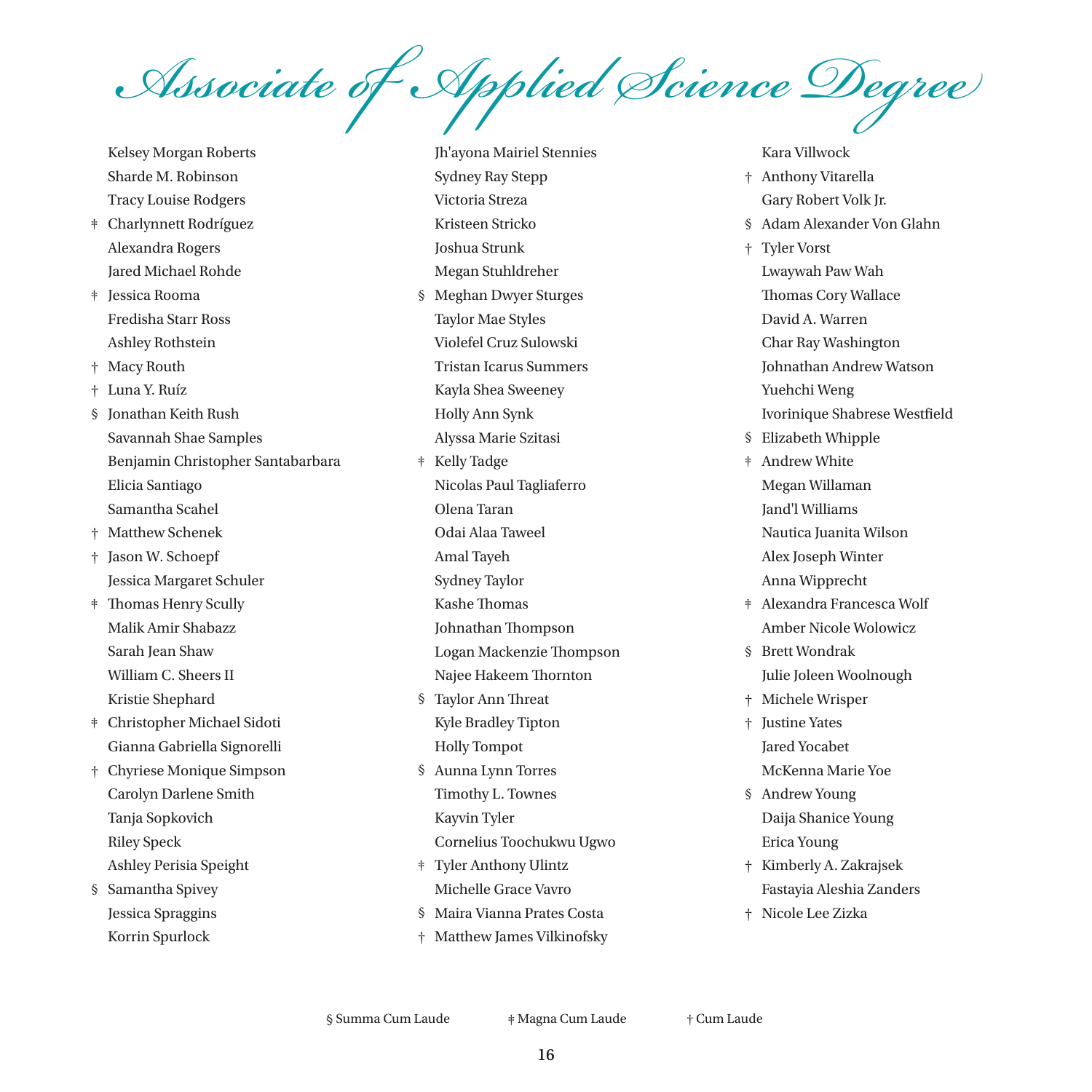# Associate of Applied Science Degree

Kelsey Morgan Roberts
Sharde M. Robinson
Tracy Louise Rodgers
ǂ Charlynnett Rodríguez
Alexandra Rogers
Jared Michael Rohde
ǂ Jessica Rooma
Fredisha Starr Ross
Ashley Rothstein
† Macy Routh
† Luna Y. Ruíz
§ Jonathan Keith Rush
Savannah Shae Samples
Benjamin Christopher Santabarbara
Elicia Santiago
Samantha Scahel
† Matthew Schenek
† Jason W. Schoepf
Jessica Margaret Schuler
ǂ Thomas Henry Scully
Malik Amir Shabazz
Sarah Jean Shaw
William C. Sheers II
Kristie Shephard
ǂ Christopher Michael Sidoti
Gianna Gabriella Signorelli
† Chyriese Monique Simpson
Carolyn Darlene Smith
Tanja Sopkovich
Riley Speck
Ashley Perisia Speight
§ Samantha Spivey
Jessica Spraggins
Korrin Spurlock

Jh'ayona Mairiel Stennies
Sydney Ray Stepp
Victoria Streza
Kristeen Stricko
Joshua Strunk
Megan Stuhldreher
§ Meghan Dwyer Sturges
Taylor Mae Styles
Violefel Cruz Sulowski
Tristan Icarus Summers
Kayla Shea Sweeney
Holly Ann Synk
Alyssa Marie Szitasi
ǂ Kelly Tadge
Nicolas Paul Tagliaferro
Olena Taran
Odai Alaa Taweel
Amal Tayeh
Sydney Taylor
Kashe Thomas
Johnathan Thompson
Logan Mackenzie Thompson
Najee Hakeem Thornton
§ Taylor Ann Threat
Kyle Bradley Tipton
Holly Tompot
§ Aunna Lynn Torres
Timothy L. Townes
Kayvin Tyler
Cornelius Toochukwu Ugwo
ǂ Tyler Anthony Ulintz
Michelle Grace Vavro
§ Maira Vianna Prates Costa
† Matthew James Vilkinofsky

Kara Villwock
† Anthony Vitarella
Gary Robert Volk Jr.
§ Adam Alexander Von Glahn
† Tyler Vorst
Lwaywah Paw Wah
Thomas Cory Wallace
David A. Warren
Char Ray Washington
Johnathan Andrew Watson
Yuehchi Weng
Ivorinique Shabrese Westfield
§ Elizabeth Whipple
ǂ Andrew White
Megan Willaman
Jand'l Williams
Nautica Juanita Wilson
Alex Joseph Winter
Anna Wipprecht
ǂ Alexandra Francesca Wolf
Amber Nicole Wolowicz
§ Brett Wondrak
Julie Joleen Woolnough
† Michele Wrisper
† Justine Yates
Jared Yocabet
McKenna Marie Yoe
§ Andrew Young
Daija Shanice Young
Erica Young
† Kimberly A. Zakrajsek
Fastayia Aleshia Zanders
† Nicole Lee Zizka

§ Summa Cum Laude   ǂ Magna Cum Laude   † Cum Laude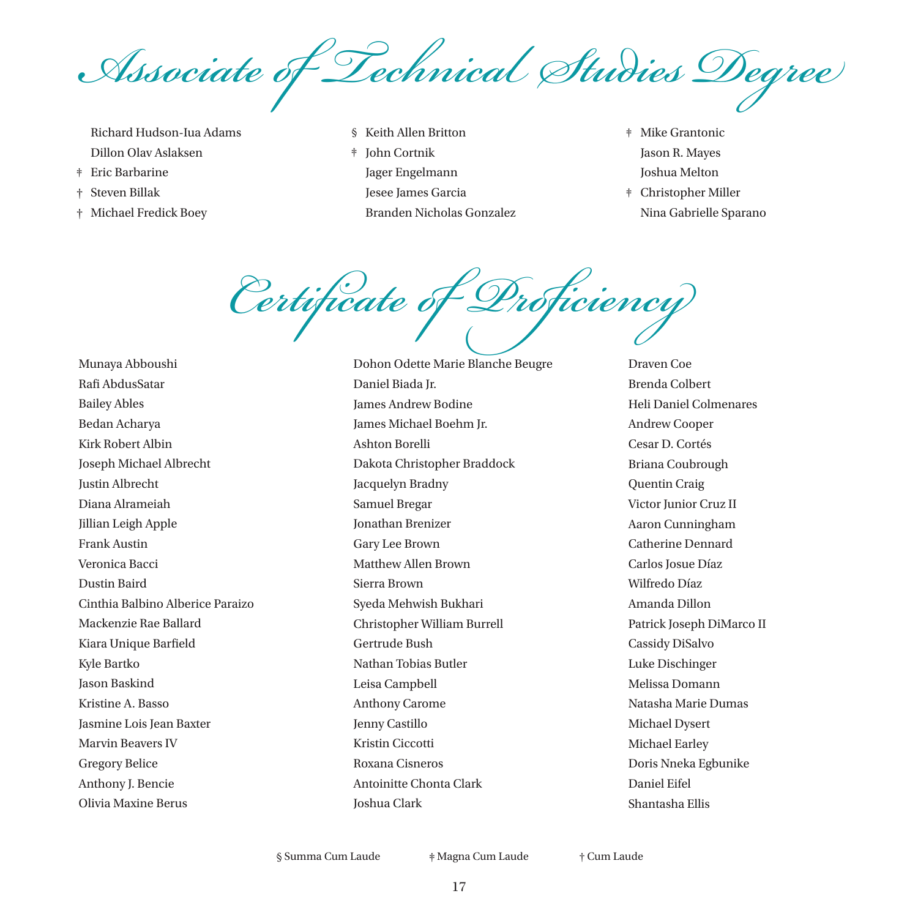# Associate of Technical Studies Degree

- Richard Hudson-Iua Adams
- Dillon Olav Aslaksen
- ǂ Eric Barbarine
- † Steven Billak
- † Michael Fredick Boey
- § Keith Allen Britton
- ǂ John Cortnik
- Jager Engelmann
- Jesee James Garcia
- Branden Nicholas Gonzalez
- ǂ Mike Grantonic
- Jason R. Mayes
- Joshua Melton
- ǂ Christopher Miller
- Nina Gabrielle Sparano

# Certificate of Proficiency

- Munaya Abboushi
- Rafi AbdusSatar
- Bailey Ables
- Bedan Acharya
- Kirk Robert Albin
- Joseph Michael Albrecht
- Justin Albrecht
- Diana Alrameiah
- Jillian Leigh Apple
- Frank Austin
- Veronica Bacci
- Dustin Baird
- Cinthia Balbino Alberice Paraizo
- Mackenzie Rae Ballard
- Kiara Unique Barfield
- Kyle Bartko
- Jason Baskind
- Kristine A. Basso
- Jasmine Lois Jean Baxter
- Marvin Beavers IV
- Gregory Belice
- Anthony J. Bencie
- Olivia Maxine Berus
- Dohon Odette Marie Blanche Beugre
- Daniel Biada Jr.
- James Andrew Bodine
- James Michael Boehm Jr.
- Ashton Borelli
- Dakota Christopher Braddock
- Jacquelyn Bradny
- Samuel Bregar
- Jonathan Brenizer
- Gary Lee Brown
- Matthew Allen Brown
- Sierra Brown
- Syeda Mehwish Bukhari
- Christopher William Burrell
- Gertrude Bush
- Nathan Tobias Butler
- Leisa Campbell
- Anthony Carome
- Jenny Castillo
- Kristin Ciccotti
- Roxana Cisneros
- Antoinitte Chonta Clark
- Joshua Clark
- Draven Coe
- Brenda Colbert
- Heli Daniel Colmenares
- Andrew Cooper
- Cesar D. Cortés
- Briana Coubrough
- Quentin Craig
- Victor Junior Cruz II
- Aaron Cunningham
- Catherine Dennard
- Carlos Josue Díaz
- Wilfredo Díaz
- Amanda Dillon
- Patrick Joseph DiMarco II
- Cassidy DiSalvo
- Luke Dischinger
- Melissa Domann
- Natasha Marie Dumas
- Michael Dysert
- Michael Earley
- Doris Nneka Egbunike
- Daniel Eifel
- Shantasha Ellis

§ Summa Cum Laude ǂ Magna Cum Laude † Cum Laude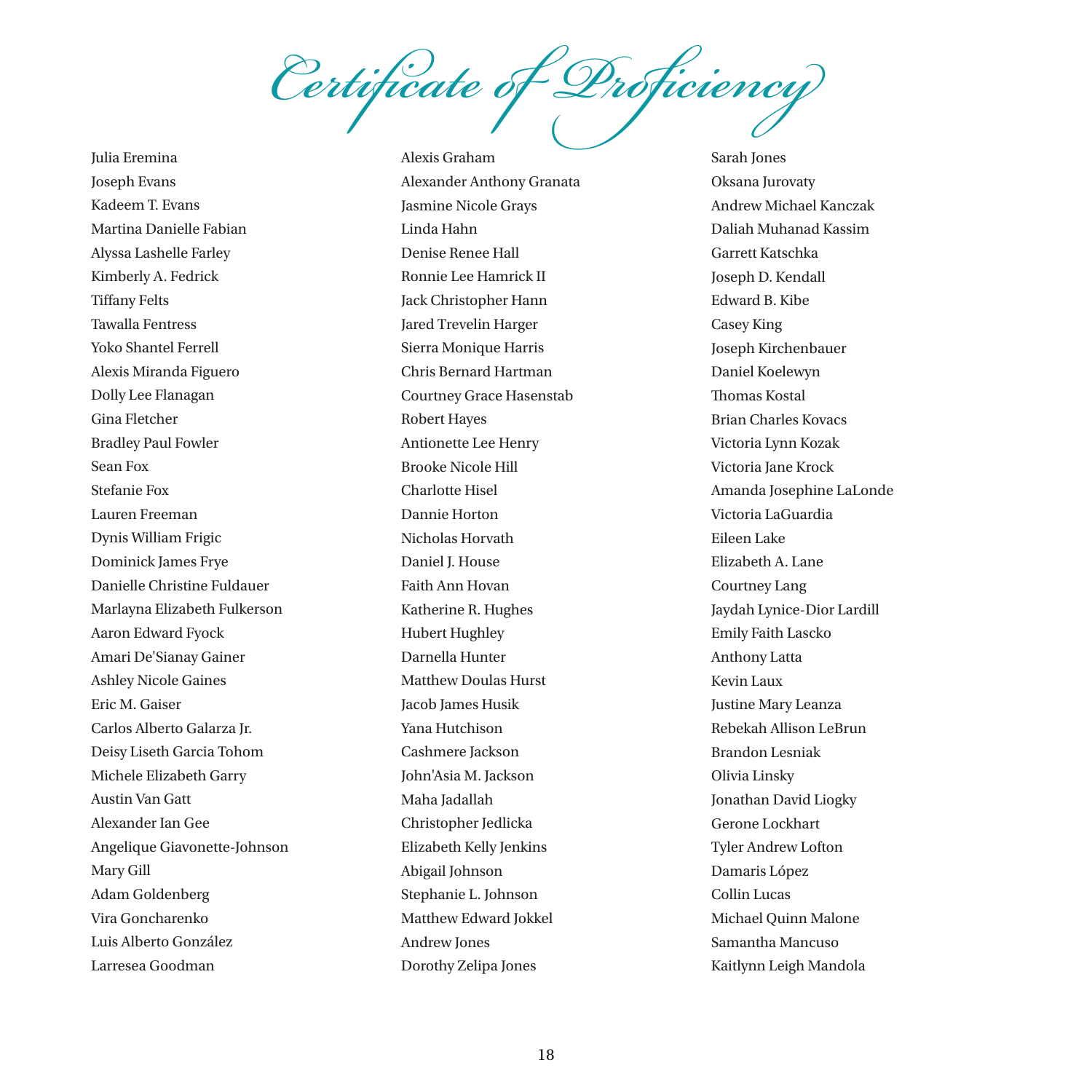# Certificate of Proficiency

Julia Eremina
Joseph Evans
Kadeem T. Evans
Martina Danielle Fabian
Alyssa Lashelle Farley
Kimberly A. Fedrick
Tiffany Felts
Tawalla Fentress
Yoko Shantel Ferrell
Alexis Miranda Figuero
Dolly Lee Flanagan
Gina Fletcher
Bradley Paul Fowler
Sean Fox
Stefanie Fox
Lauren Freeman
Dynis William Frigic
Dominick James Frye
Danielle Christine Fuldauer
Marlayna Elizabeth Fulkerson
Aaron Edward Fyock
Amari De'Sianay Gainer
Ashley Nicole Gaines
Eric M. Gaiser
Carlos Alberto Galarza Jr.
Deisy Liseth Garcia Tohom
Michele Elizabeth Garry
Austin Van Gatt
Alexander Ian Gee
Angelique Giavonette-Johnson
Mary Gill
Adam Goldenberg
Vira Goncharenko
Luis Alberto González
Larresea Goodman
Alexis Graham
Alexander Anthony Granata
Jasmine Nicole Grays
Linda Hahn
Denise Renee Hall
Ronnie Lee Hamrick II
Jack Christopher Hann
Jared Trevelin Harger
Sierra Monique Harris
Chris Bernard Hartman
Courtney Grace Hasenstab
Robert Hayes
Antionette Lee Henry
Brooke Nicole Hill
Charlotte Hisel
Dannie Horton
Nicholas Horvath
Daniel J. House
Faith Ann Hovan
Katherine R. Hughes
Hubert Hughley
Darnella Hunter
Matthew Doulas Hurst
Jacob James Husik
Yana Hutchison
Cashmere Jackson
John'Asia M. Jackson
Maha Jadallah
Christopher Jedlicka
Elizabeth Kelly Jenkins
Abigail Johnson
Stephanie L. Johnson
Matthew Edward Jokkel
Andrew Jones
Dorothy Zelipa Jones
Sarah Jones
Oksana Jurovaty
Andrew Michael Kanczak
Daliah Muhanad Kassim
Garrett Katschka
Joseph D. Kendall
Edward B. Kibe
Casey King
Joseph Kirchenbauer
Daniel Koelewyn
Thomas Kostal
Brian Charles Kovacs
Victoria Lynn Kozak
Victoria Jane Krock
Amanda Josephine LaLonde
Victoria LaGuardia
Eileen Lake
Elizabeth A. Lane
Courtney Lang
Jaydah Lynice-Dior Lardill
Emily Faith Lascko
Anthony Latta
Kevin Laux
Justine Mary Leanza
Rebekah Allison LeBrun
Brandon Lesniak
Olivia Linsky
Jonathan David Liogky
Gerone Lockhart
Tyler Andrew Lofton
Damaris López
Collin Lucas
Michael Quinn Malone
Samantha Mancuso
Kaitlynn Leigh Mandola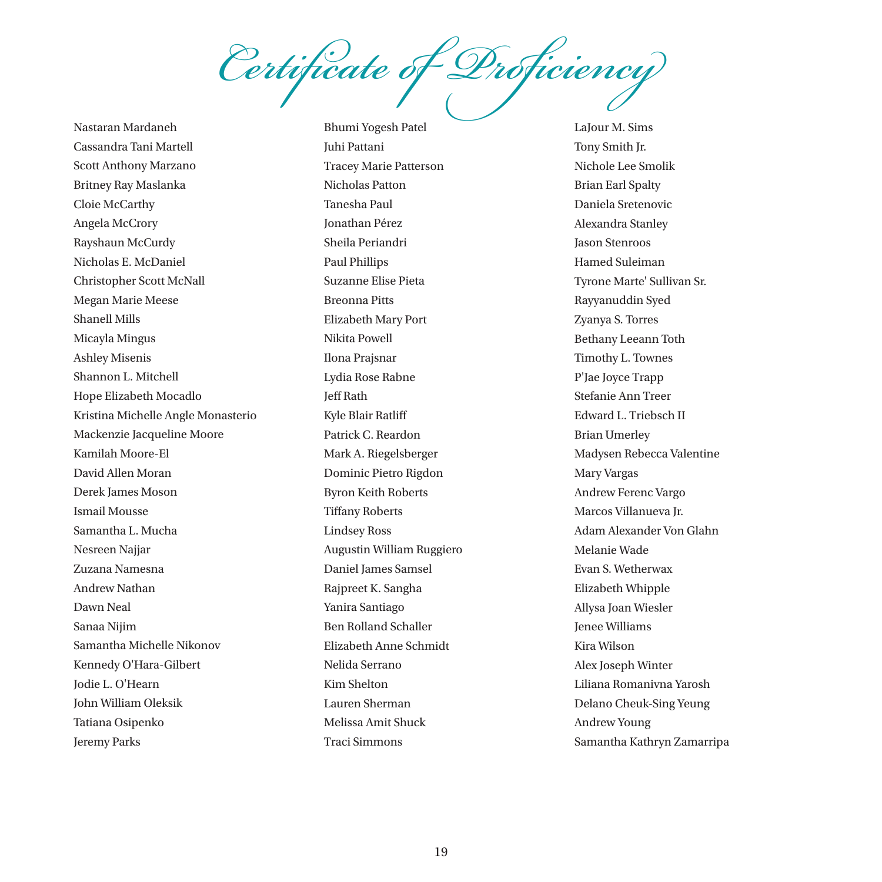# Certificate of Proficiency

Nastaran Mardaneh
Cassandra Tani Martell
Scott Anthony Marzano
Britney Ray Maslanka
Cloie McCarthy
Angela McCrory
Rayshaun McCurdy
Nicholas E. McDaniel
Christopher Scott McNall
Megan Marie Meese
Shanell Mills
Micayla Mingus
Ashley Misenis
Shannon L. Mitchell
Hope Elizabeth Mocadlo
Kristina Michelle Angle Monasterio
Mackenzie Jacqueline Moore
Kamilah Moore-El
David Allen Moran
Derek James Moson
Ismail Mousse
Samantha L. Mucha
Nesreen Najjar
Zuzana Namesna
Andrew Nathan
Dawn Neal
Sanaa Nijim
Samantha Michelle Nikonov
Kennedy O'Hara-Gilbert
Jodie L. O'Hearn
John William Oleksik
Tatiana Osipenko
Jeremy Parks
Bhumi Yogesh Patel
Juhi Pattani
Tracey Marie Patterson
Nicholas Patton
Tanesha Paul
Jonathan Pérez
Sheila Periandri
Paul Phillips
Suzanne Elise Pieta
Breonna Pitts
Elizabeth Mary Port
Nikita Powell
Ilona Prajsnar
Lydia Rose Rabne
Jeff Rath
Kyle Blair Ratliff
Patrick C. Reardon
Mark A. Riegelsberger
Dominic Pietro Rigdon
Byron Keith Roberts
Tiffany Roberts
Lindsey Ross
Augustin William Ruggiero
Daniel James Samsel
Rajpreet K. Sangha
Yanira Santiago
Ben Rolland Schaller
Elizabeth Anne Schmidt
Nelida Serrano
Kim Shelton
Lauren Sherman
Melissa Amit Shuck
Traci Simmons
LaJour M. Sims
Tony Smith Jr.
Nichole Lee Smolik
Brian Earl Spalty
Daniela Sretenovic
Alexandra Stanley
Jason Stenroos
Hamed Suleiman
Tyrone Marte' Sullivan Sr.
Rayyanuddin Syed
Zyanya S. Torres
Bethany Leeann Toth
Timothy L. Townes
P'Jae Joyce Trapp
Stefanie Ann Treer
Edward L. Triebsch II
Brian Umerley
Madysen Rebecca Valentine
Mary Vargas
Andrew Ferenc Vargo
Marcos Villanueva Jr.
Adam Alexander Von Glahn
Melanie Wade
Evan S. Wetherwax
Elizabeth Whipple
Allysa Joan Wiesler
Jenee Williams
Kira Wilson
Alex Joseph Winter
Liliana Romanivna Yarosh
Delano Cheuk-Sing Yeung
Andrew Young
Samantha Kathryn Zamarripa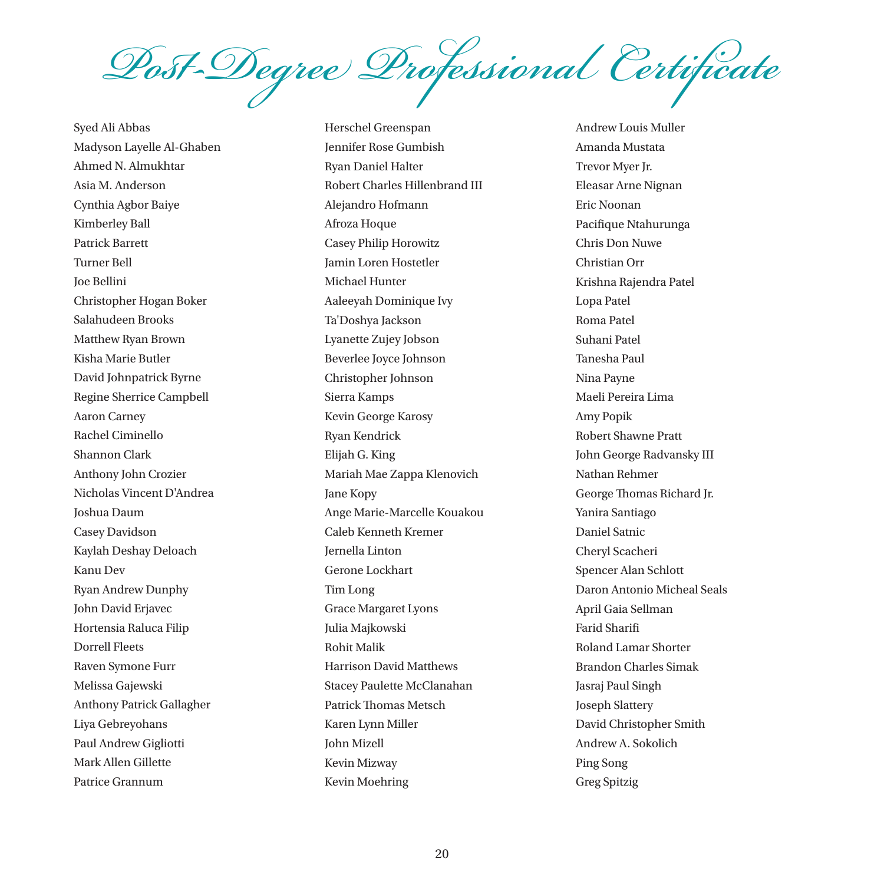# Post-Degree Professional Certificate

Syed Ali Abbas
Madyson Layelle Al-Ghaben
Ahmed N. Almukhtar
Asia M. Anderson
Cynthia Agbor Baiye
Kimberley Ball
Patrick Barrett
Turner Bell
Joe Bellini
Christopher Hogan Boker
Salahudeen Brooks
Matthew Ryan Brown
Kisha Marie Butler
David Johnpatrick Byrne
Regine Sherrice Campbell
Aaron Carney
Rachel Ciminello
Shannon Clark
Anthony John Crozier
Nicholas Vincent D'Andrea
Joshua Daum
Casey Davidson
Kaylah Deshay Deloach
Kanu Dev
Ryan Andrew Dunphy
John David Erjavec
Hortensia Raluca Filip
Dorrell Fleets
Raven Symone Furr
Melissa Gajewski
Anthony Patrick Gallagher
Liya Gebreyohans
Paul Andrew Gigliotti
Mark Allen Gillette
Patrice Grannum
Herschel Greenspan
Jennifer Rose Gumbish
Ryan Daniel Halter
Robert Charles Hillenbrand III
Alejandro Hofmann
Afroza Hoque
Casey Philip Horowitz
Jamin Loren Hostetler
Michael Hunter
Aaleeyah Dominique Ivy
Ta'Doshya Jackson
Lyanette Zujey Jobson
Beverlee Joyce Johnson
Christopher Johnson
Sierra Kamps
Kevin George Karosy
Ryan Kendrick
Elijah G. King
Mariah Mae Zappa Klenovich
Jane Kopy
Ange Marie-Marcelle Kouakou
Caleb Kenneth Kremer
Jernella Linton
Gerone Lockhart
Tim Long
Grace Margaret Lyons
Julia Majkowski
Rohit Malik
Harrison David Matthews
Stacey Paulette McClanahan
Patrick Thomas Metsch
Karen Lynn Miller
John Mizell
Kevin Mizway
Kevin Moehring
Andrew Louis Muller
Amanda Mustata
Trevor Myer Jr.
Eleasar Arne Nignan
Eric Noonan
Pacifique Ntahurunga
Chris Don Nuwe
Christian Orr
Krishna Rajendra Patel
Lopa Patel
Roma Patel
Suhani Patel
Tanesha Paul
Nina Payne
Maeli Pereira Lima
Amy Popik
Robert Shawne Pratt
John George Radvansky III
Nathan Rehmer
George Thomas Richard Jr.
Yanira Santiago
Daniel Satnic
Cheryl Scacheri
Spencer Alan Schlott
Daron Antonio Micheal Seals
April Gaia Sellman
Farid Sharifi
Roland Lamar Shorter
Brandon Charles Simak
Jasraj Paul Singh
Joseph Slattery
David Christopher Smith
Andrew A. Sokolich
Ping Song
Greg Spitzig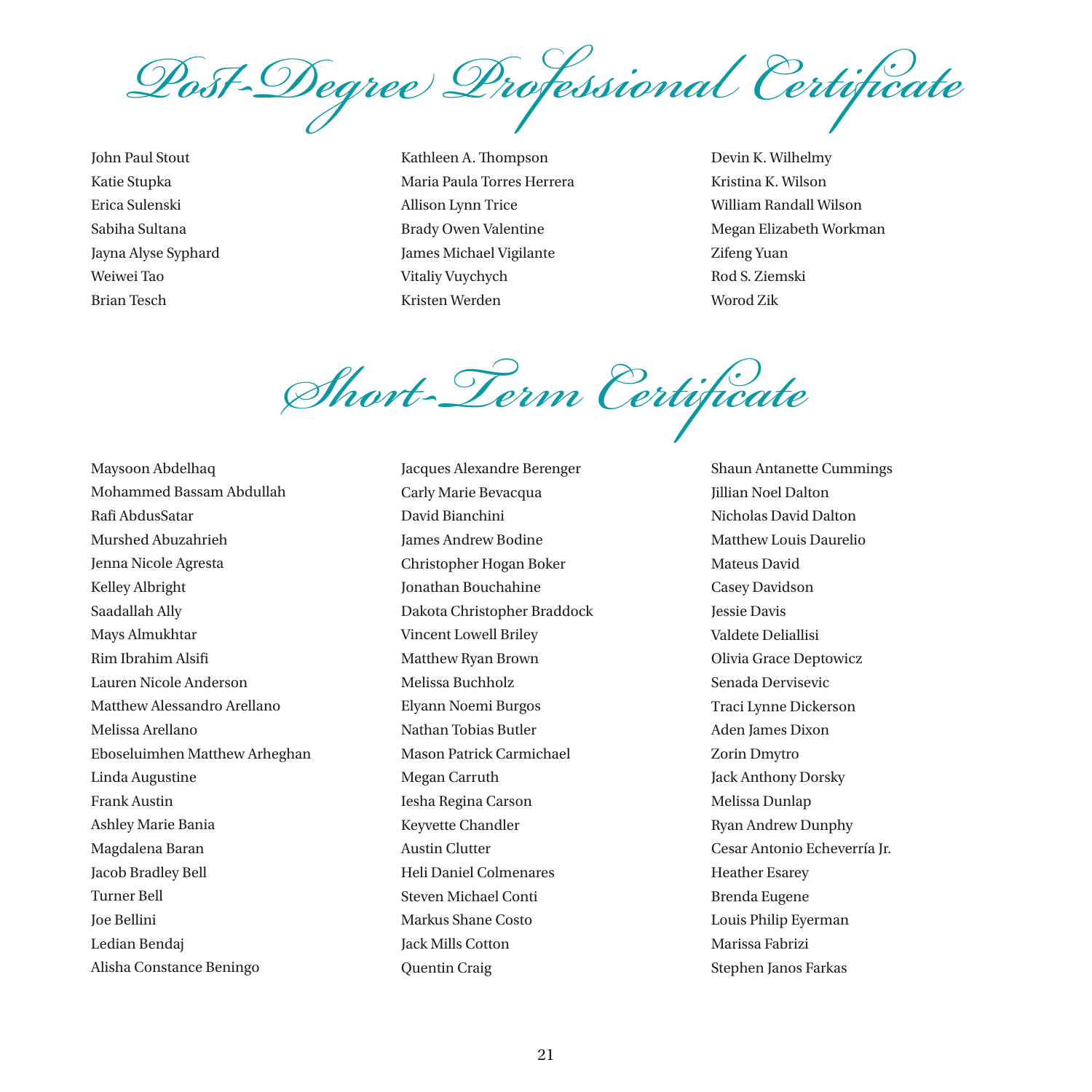# Post-Degree Professional Certificate

John Paul Stout
Katie Stupka
Erica Sulenski
Sabiha Sultana
Jayna Alyse Syphard
Weiwei Tao
Brian Tesch
Kathleen A. Thompson
Maria Paula Torres Herrera
Allison Lynn Trice
Brady Owen Valentine
James Michael Vigilante
Vitaliy Vuychych
Kristen Werden
Devin K. Wilhelmy
Kristina K. Wilson
William Randall Wilson
Megan Elizabeth Workman
Zifeng Yuan
Rod S. Ziemski
Worod Zik

# Short-Term Certificate

Maysoon Abdelhaq
Mohammed Bassam Abdullah
Rafi AbdusSatar
Murshed Abuzahrieh
Jenna Nicole Agresta
Kelley Albright
Saadallah Ally
Mays Almukhtar
Rim Ibrahim Alsifi
Lauren Nicole Anderson
Matthew Alessandro Arellano
Melissa Arellano
Eboseluimhen Matthew Arheghan
Linda Augustine
Frank Austin
Ashley Marie Bania
Magdalena Baran
Jacob Bradley Bell
Turner Bell
Joe Bellini
Ledian Bendaj
Alisha Constance Beningo
Jacques Alexandre Berenger
Carly Marie Bevacqua
David Bianchini
James Andrew Bodine
Christopher Hogan Boker
Jonathan Bouchahine
Dakota Christopher Braddock
Vincent Lowell Briley
Matthew Ryan Brown
Melissa Buchholz
Elyann Noemi Burgos
Nathan Tobias Butler
Mason Patrick Carmichael
Megan Carruth
Iesha Regina Carson
Keyvette Chandler
Austin Clutter
Heli Daniel Colmenares
Steven Michael Conti
Markus Shane Costo
Jack Mills Cotton
Quentin Craig
Shaun Antanette Cummings
Jillian Noel Dalton
Nicholas David Dalton
Matthew Louis Daurelio
Mateus David
Casey Davidson
Jessie Davis
Valdete Deliallisi
Olivia Grace Deptowicz
Senada Dervisevic
Traci Lynne Dickerson
Aden James Dixon
Zorin Dmytro
Jack Anthony Dorsky
Melissa Dunlap
Ryan Andrew Dunphy
Cesar Antonio Echeverría Jr.
Heather Esarey
Brenda Eugene
Louis Philip Eyerman
Marissa Fabrizi
Stephen Janos Farkas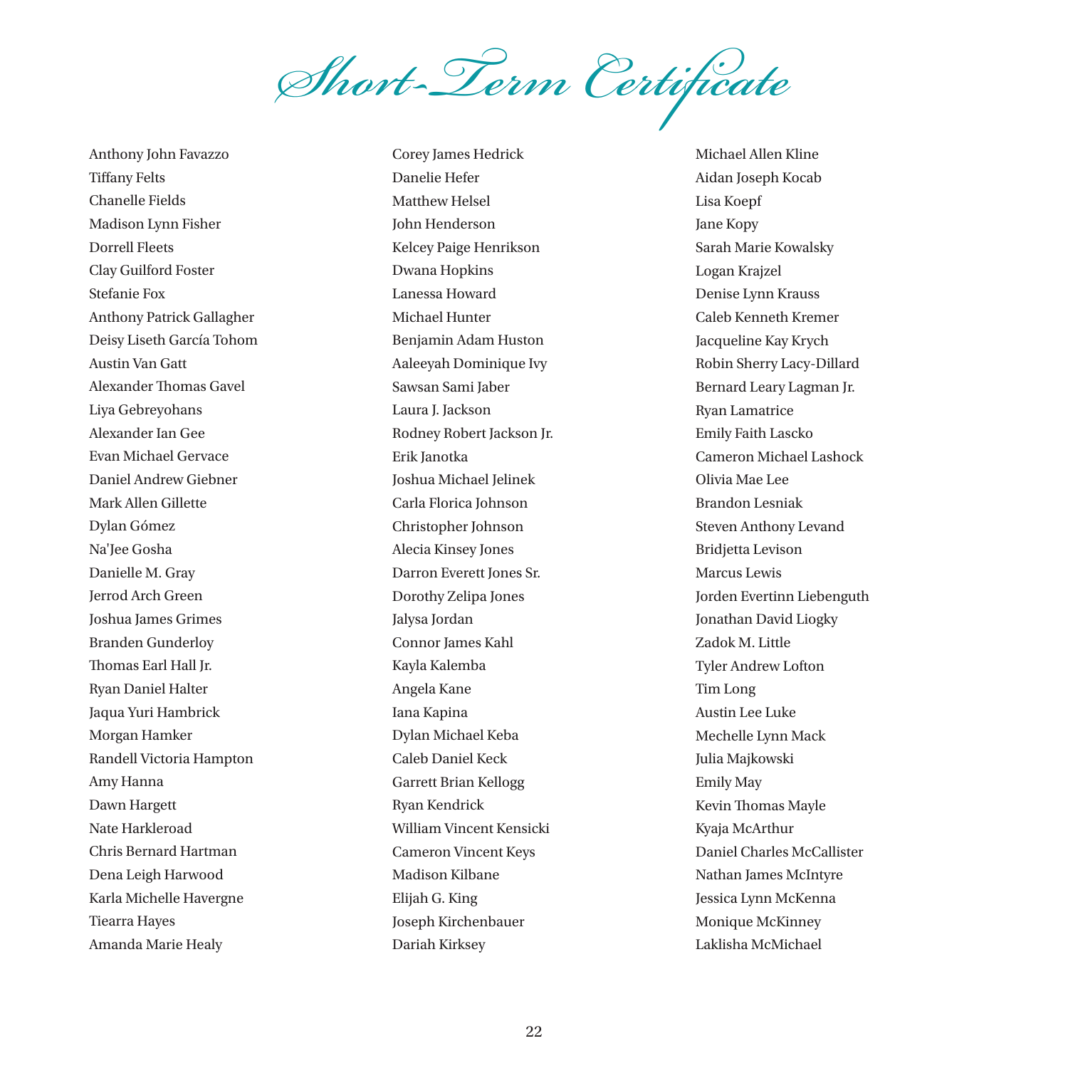# Short-Term Certificate

Anthony John Favazzo
Tiffany Felts
Chanelle Fields
Madison Lynn Fisher
Dorrell Fleets
Clay Guilford Foster
Stefanie Fox
Anthony Patrick Gallagher
Deisy Liseth García Tohom
Austin Van Gatt
Alexander Thomas Gavel
Liya Gebreyohans
Alexander Ian Gee
Evan Michael Gervace
Daniel Andrew Giebner
Mark Allen Gillette
Dylan Gómez
Na'Jee Gosha
Danielle M. Gray
Jerrod Arch Green
Joshua James Grimes
Branden Gunderloy
Thomas Earl Hall Jr.
Ryan Daniel Halter
Jaqua Yuri Hambrick
Morgan Hamker
Randell Victoria Hampton
Amy Hanna
Dawn Hargett
Nate Harkleroad
Chris Bernard Hartman
Dena Leigh Harwood
Karla Michelle Havergne
Tiearra Hayes
Amanda Marie Healy
Corey James Hedrick
Danelie Hefer
Matthew Helsel
John Henderson
Kelcey Paige Henrikson
Dwana Hopkins
Lanessa Howard
Michael Hunter
Benjamin Adam Huston
Aaleeyah Dominique Ivy
Sawsan Sami Jaber
Laura J. Jackson
Rodney Robert Jackson Jr.
Erik Janotka
Joshua Michael Jelinek
Carla Florica Johnson
Christopher Johnson
Alecia Kinsey Jones
Darron Everett Jones Sr.
Dorothy Zelipa Jones
Jalysa Jordan
Connor James Kahl
Kayla Kalemba
Angela Kane
Iana Kapina
Dylan Michael Keba
Caleb Daniel Keck
Garrett Brian Kellogg
Ryan Kendrick
William Vincent Kensicki
Cameron Vincent Keys
Madison Kilbane
Elijah G. King
Joseph Kirchenbauer
Dariah Kirksey
Michael Allen Kline
Aidan Joseph Kocab
Lisa Koepf
Jane Kopy
Sarah Marie Kowalsky
Logan Krajzel
Denise Lynn Krauss
Caleb Kenneth Kremer
Jacqueline Kay Krych
Robin Sherry Lacy-Dillard
Bernard Leary Lagman Jr.
Ryan Lamatrice
Emily Faith Lascko
Cameron Michael Lashock
Olivia Mae Lee
Brandon Lesniak
Steven Anthony Levand
Bridjetta Levison
Marcus Lewis
Jorden Evertinn Liebenguth
Jonathan David Liogky
Zadok M. Little
Tyler Andrew Lofton
Tim Long
Austin Lee Luke
Mechelle Lynn Mack
Julia Majkowski
Emily May
Kevin Thomas Mayle
Kyaja McArthur
Daniel Charles McCallister
Nathan James McIntyre
Jessica Lynn McKenna
Monique McKinney
Laklisha McMichael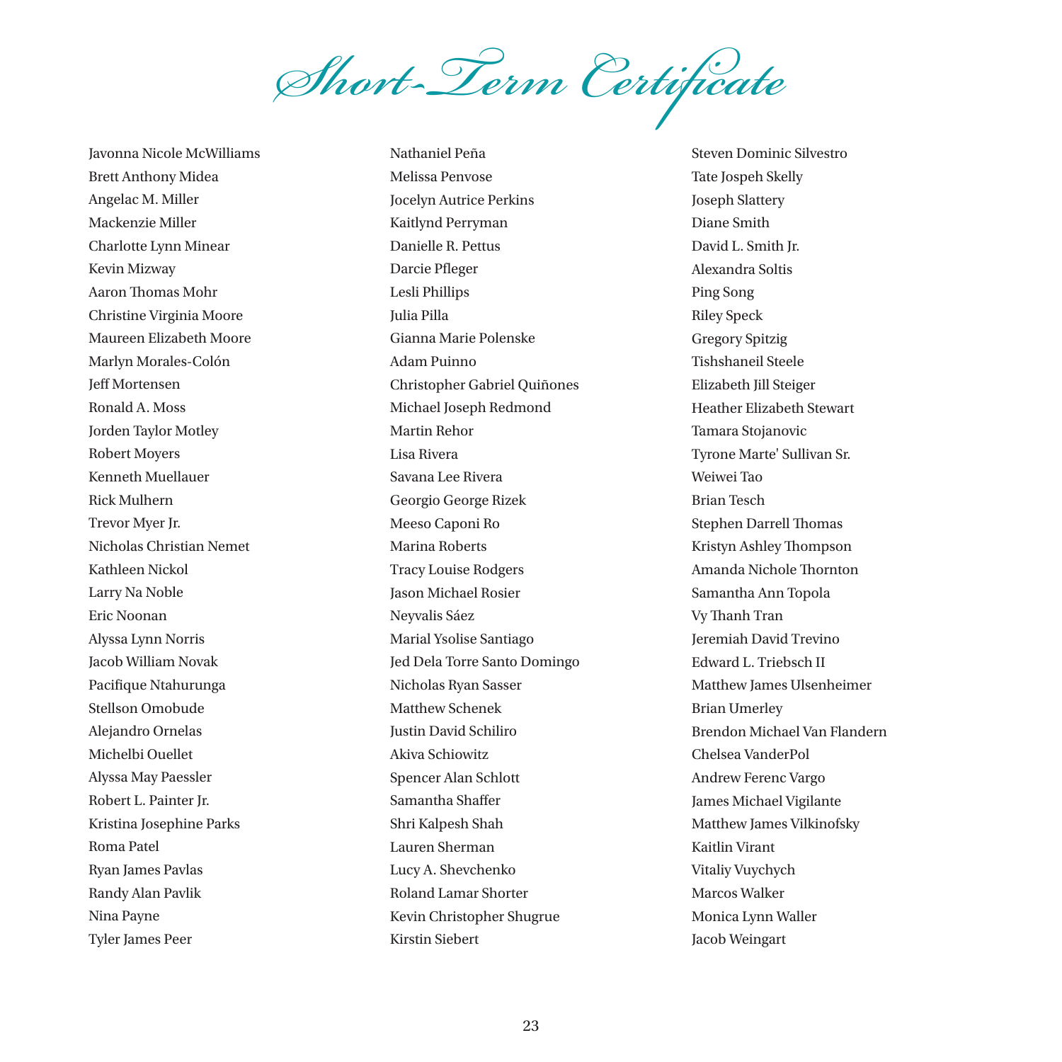# Short-Term Certificate

Javonna Nicole McWilliams
Brett Anthony Midea
Angelac M. Miller
Mackenzie Miller
Charlotte Lynn Minear
Kevin Mizway
Aaron Thomas Mohr
Christine Virginia Moore
Maureen Elizabeth Moore
Marlyn Morales-Colón
Jeff Mortensen
Ronald A. Moss
Jorden Taylor Motley
Robert Moyers
Kenneth Muellauer
Rick Mulhern
Trevor Myer Jr.
Nicholas Christian Nemet
Kathleen Nickol
Larry Na Noble
Eric Noonan
Alyssa Lynn Norris
Jacob William Novak
Pacifique Ntahurunga
Stellson Omobude
Alejandro Ornelas
Michelbi Ouellet
Alyssa May Paessler
Robert L. Painter Jr.
Kristina Josephine Parks
Roma Patel
Ryan James Pavlas
Randy Alan Pavlik
Nina Payne
Tyler James Peer
Nathaniel Peña
Melissa Penvose
Jocelyn Autrice Perkins
Kaitlynd Perryman
Danielle R. Pettus
Darcie Pfleger
Lesli Phillips
Julia Pilla
Gianna Marie Polenske
Adam Puinno
Christopher Gabriel Quiñones
Michael Joseph Redmond
Martin Rehor
Lisa Rivera
Savana Lee Rivera
Georgio George Rizek
Meeso Caponi Ro
Marina Roberts
Tracy Louise Rodgers
Jason Michael Rosier
Neyvalis Sáez
Marial Ysolise Santiago
Jed Dela Torre Santo Domingo
Nicholas Ryan Sasser
Matthew Schenek
Justin David Schiliro
Akiva Schiowitz
Spencer Alan Schlott
Samantha Shaffer
Shri Kalpesh Shah
Lauren Sherman
Lucy A. Shevchenko
Roland Lamar Shorter
Kevin Christopher Shugrue
Kirstin Siebert
Steven Dominic Silvestro
Tate Jospeh Skelly
Joseph Slattery
Diane Smith
David L. Smith Jr.
Alexandra Soltis
Ping Song
Riley Speck
Gregory Spitzig
Tishshaneil Steele
Elizabeth Jill Steiger
Heather Elizabeth Stewart
Tamara Stojanovic
Tyrone Marte' Sullivan Sr.
Weiwei Tao
Brian Tesch
Stephen Darrell Thomas
Kristyn Ashley Thompson
Amanda Nichole Thornton
Samantha Ann Topola
Vy Thanh Tran
Jeremiah David Trevino
Edward L. Triebsch II
Matthew James Ulsenheimer
Brian Umerley
Brendon Michael Van Flandern
Chelsea VanderPol
Andrew Ferenc Vargo
James Michael Vigilante
Matthew James Vilkinofsky
Kaitlin Virant
Vitaliy Vuychych
Marcos Walker
Monica Lynn Waller
Jacob Weingart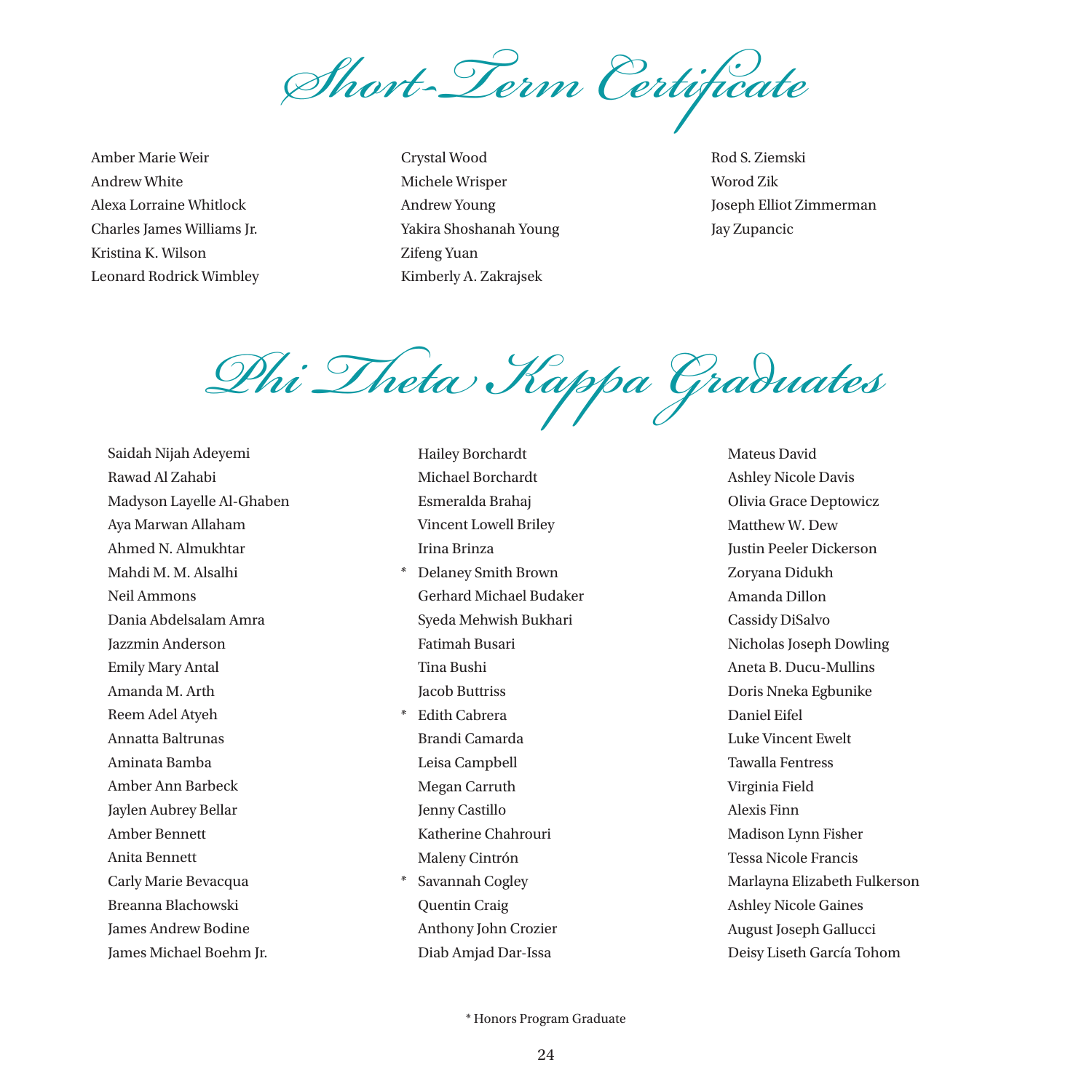# Short-Term Certificate

Amber Marie Weir
Andrew White
Alexa Lorraine Whitlock
Charles James Williams Jr.
Kristina K. Wilson
Leonard Rodrick Wimbley
Crystal Wood
Michele Wrisper
Andrew Young
Yakira Shoshanah Young
Zifeng Yuan
Kimberly A. Zakrajsek
Rod S. Ziemski
Worod Zik
Joseph Elliot Zimmerman
Jay Zupancic

# Phi Theta Kappa Graduates

Saidah Nijah Adeyemi
Rawad Al Zahabi
Madyson Layelle Al-Ghaben
Aya Marwan Allaham
Ahmed N. Almukhtar
Mahdi M. M. Alsalhi
Neil Ammons
Dania Abdelsalam Amra
Jazzmin Anderson
Emily Mary Antal
Amanda M. Arth
Reem Adel Atyeh
Annatta Baltrunas
Aminata Bamba
Amber Ann Barbeck
Jaylen Aubrey Bellar
Amber Bennett
Anita Bennett
Carly Marie Bevacqua
Breanna Blachowski
James Andrew Bodine
James Michael Boehm Jr.
Hailey Borchardt
Michael Borchardt
Esmeralda Brahaj
Vincent Lowell Briley
Irina Brinza
* Delaney Smith Brown
Gerhard Michael Budaker
Syeda Mehwish Bukhari
Fatimah Busari
Tina Bushi
Jacob Buttriss
* Edith Cabrera
Brandi Camarda
Leisa Campbell
Megan Carruth
Jenny Castillo
Katherine Chahrouri
Maleny Cintrón
* Savannah Cogley
Quentin Craig
Anthony John Crozier
Diab Amjad Dar-Issa
Mateus David
Ashley Nicole Davis
Olivia Grace Deptowicz
Matthew W. Dew
Justin Peeler Dickerson
Zoryana Didukh
Amanda Dillon
Cassidy DiSalvo
Nicholas Joseph Dowling
Aneta B. Ducu-Mullins
Doris Nneka Egbunike
Daniel Eifel
Luke Vincent Ewelt
Tawalla Fentress
Virginia Field
Alexis Finn
Madison Lynn Fisher
Tessa Nicole Francis
Marlayna Elizabeth Fulkerson
Ashley Nicole Gaines
August Joseph Gallucci
Deisy Liseth García Tohom

* Honors Program Graduate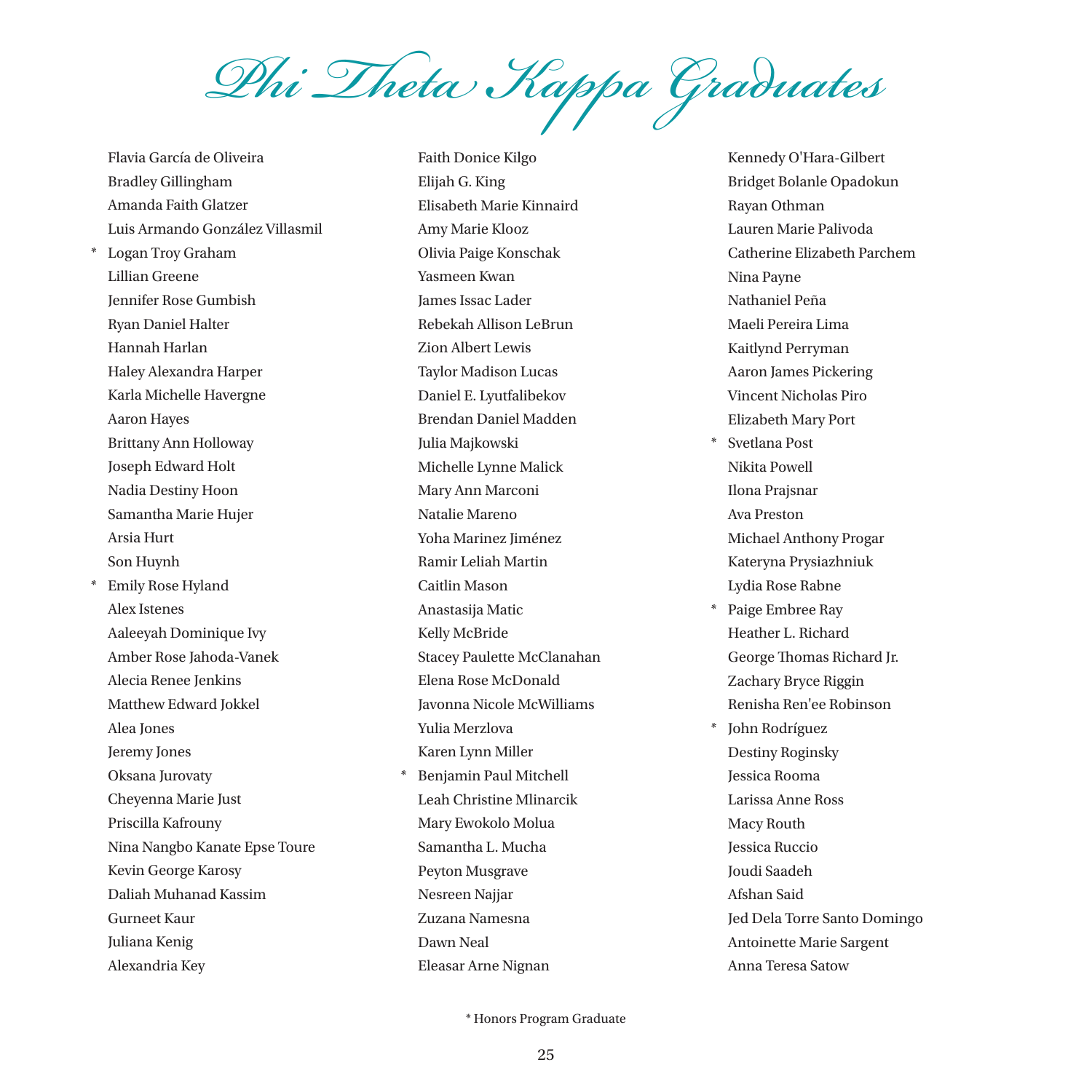# Phi Theta Kappa Graduates

Flavia García de Oliveira
Bradley Gillingham
Amanda Faith Glatzer
Luis Armando González Villasmil
* Logan Troy Graham
Lillian Greene
Jennifer Rose Gumbish
Ryan Daniel Halter
Hannah Harlan
Haley Alexandra Harper
Karla Michelle Havergne
Aaron Hayes
Brittany Ann Holloway
Joseph Edward Holt
Nadia Destiny Hoon
Samantha Marie Hujer
Arsia Hurt
Son Huynh
* Emily Rose Hyland
Alex Istenes
Aaleeyah Dominique Ivy
Amber Rose Jahoda-Vanek
Alecia Renee Jenkins
Matthew Edward Jokkel
Alea Jones
Jeremy Jones
Oksana Jurovaty
Cheyenna Marie Just
Priscilla Kafrouny
Nina Nangbo Kanate Epse Toure
Kevin George Karosy
Daliah Muhanad Kassim
Gurneet Kaur
Juliana Kenig
Alexandria Key

Faith Donice Kilgo
Elijah G. King
Elisabeth Marie Kinnaird
Amy Marie Klooz
Olivia Paige Konschak
Yasmeen Kwan
James Issac Lader
Rebekah Allison LeBrun
Zion Albert Lewis
Taylor Madison Lucas
Daniel E. Lyutfalibekov
Brendan Daniel Madden
Julia Majkowski
Michelle Lynne Malick
Mary Ann Marconi
Natalie Mareno
Yoha Marinez Jiménez
Ramir Leliah Martin
Caitlin Mason
Anastasija Matic
Kelly McBride
Stacey Paulette McClanahan
Elena Rose McDonald
Javonna Nicole McWilliams
Yulia Merzlova
Karen Lynn Miller
* Benjamin Paul Mitchell
Leah Christine Mlinarcik
Mary Ewokolo Molua
Samantha L. Mucha
Peyton Musgrave
Nesreen Najjar
Zuzana Namesna
Dawn Neal
Eleasar Arne Nignan

Kennedy O'Hara-Gilbert
Bridget Bolanle Opadokun
Rayan Othman
Lauren Marie Palivoda
Catherine Elizabeth Parchem
Nina Payne
Nathaniel Peña
Maeli Pereira Lima
Kaitlynd Perryman
Aaron James Pickering
Vincent Nicholas Piro
Elizabeth Mary Port
* Svetlana Post
Nikita Powell
Ilona Prajsnar
Ava Preston
Michael Anthony Progar
Kateryna Prysiazhniuk
Lydia Rose Rabne
* Paige Embree Ray
Heather L. Richard
George Thomas Richard Jr.
Zachary Bryce Riggin
Renisha Ren'ee Robinson
* John Rodríguez
Destiny Roginsky
Jessica Rooma
Larissa Anne Ross
Macy Routh
Jessica Ruccio
Joudi Saadeh
Afshan Said
Jed Dela Torre Santo Domingo
Antoinette Marie Sargent
Anna Teresa Satow

* Honors Program Graduate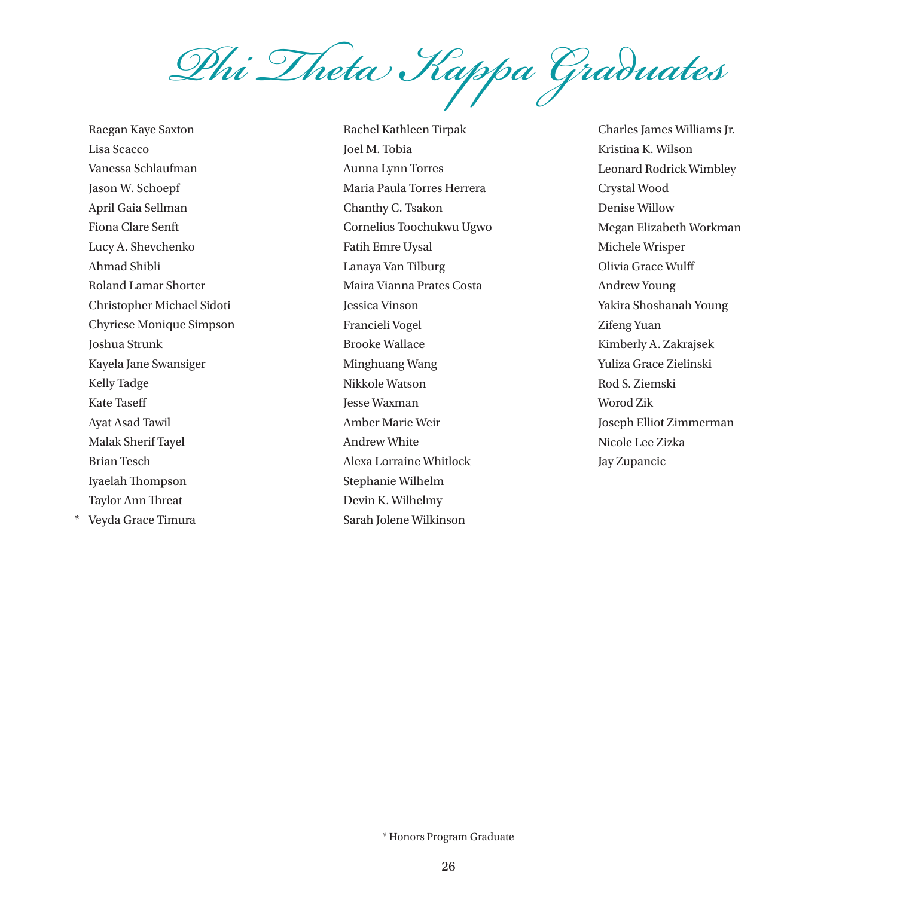# Phi Theta Kappa Graduates

Raegan Kaye Saxton
Lisa Scacco
Vanessa Schlaufman
Jason W. Schoepf
April Gaia Sellman
Fiona Clare Senft
Lucy A. Shevchenko
Ahmad Shibli
Roland Lamar Shorter
Christopher Michael Sidoti
Chyriese Monique Simpson
Joshua Strunk
Kayela Jane Swansiger
Kelly Tadge
Kate Taseff
Ayat Asad Tawil
Malak Sherif Tayel
Brian Tesch
Iyaelah Thompson
Taylor Ann Threat
\* Veyda Grace Timura
Rachel Kathleen Tirpak
Joel M. Tobia
Aunna Lynn Torres
Maria Paula Torres Herrera
Chanthy C. Tsakon
Cornelius Toochukwu Ugwo
Fatih Emre Uysal
Lanaya Van Tilburg
Maira Vianna Prates Costa
Jessica Vinson
Francieli Vogel
Brooke Wallace
Minghuang Wang
Nikkole Watson
Jesse Waxman
Amber Marie Weir
Andrew White
Alexa Lorraine Whitlock
Stephanie Wilhelm
Devin K. Wilhelmy
Sarah Jolene Wilkinson
Charles James Williams Jr.
Kristina K. Wilson
Leonard Rodrick Wimbley
Crystal Wood
Denise Willow
Megan Elizabeth Workman
Michele Wrisper
Olivia Grace Wulff
Andrew Young
Yakira Shoshanah Young
Zifeng Yuan
Kimberly A. Zakrajsek
Yuliza Grace Zielinski
Rod S. Ziemski
Worod Zik
Joseph Elliot Zimmerman
Nicole Lee Zizka
Jay Zupancic

\* Honors Program Graduate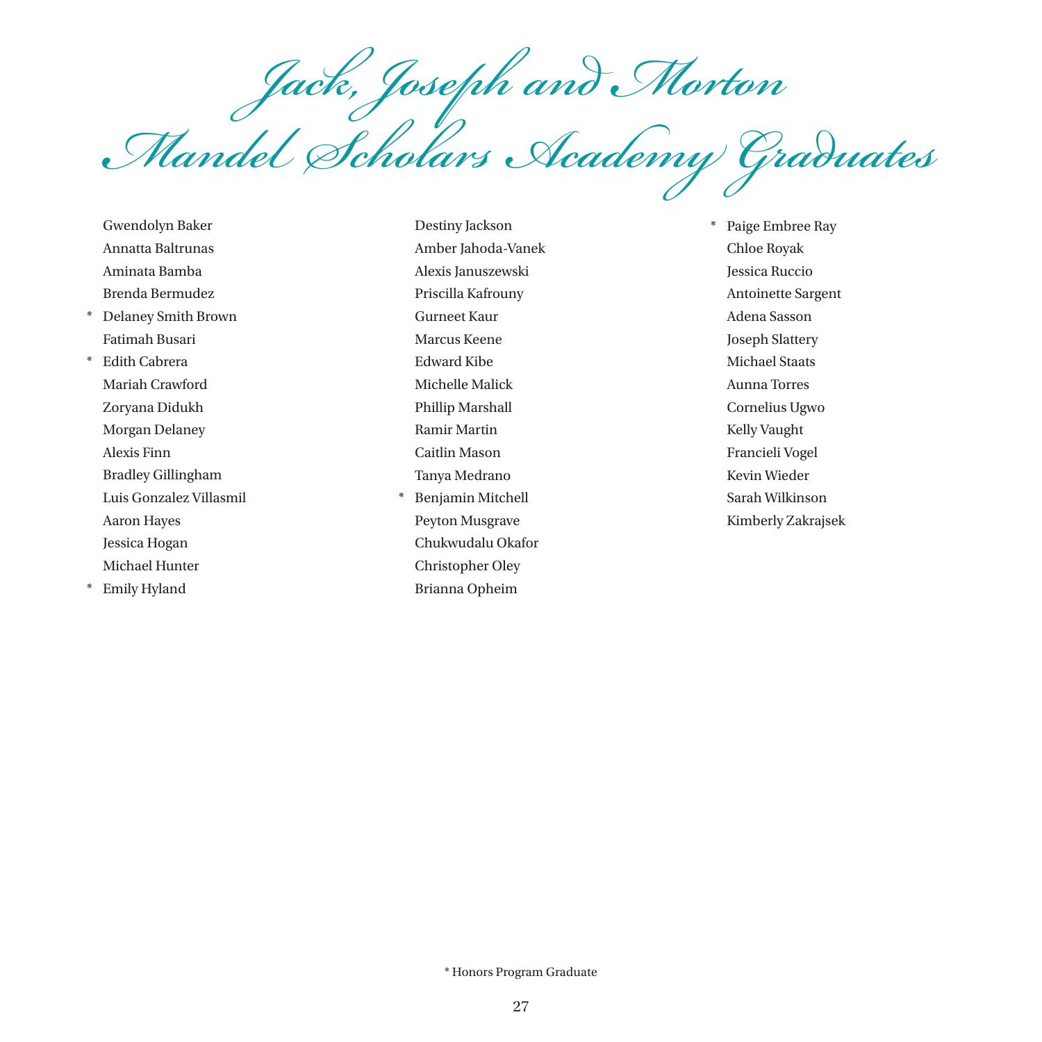# Jack, Joseph and Morton Mandel Scholars Academy Graduates

Gwendolyn Baker
Annatta Baltrunas
Aminata Bamba
Brenda Bermudez
* Delaney Smith Brown
Fatimah Busari
* Edith Cabrera
Mariah Crawford
Zoryana Didukh
Morgan Delaney
Alexis Finn
Bradley Gillingham
Luis Gonzalez Villasmil
Aaron Hayes
Jessica Hogan
Michael Hunter
* Emily Hyland
Destiny Jackson
Amber Jahoda-Vanek
Alexis Januszewski
Priscilla Kafrouny
Gurneet Kaur
Marcus Keene
Edward Kibe
Michelle Malick
Phillip Marshall
Ramir Martin
Caitlin Mason
Tanya Medrano
* Benjamin Mitchell
Peyton Musgrave
Chukwudalu Okafor
Christopher Oley
Brianna Opheim
* Paige Embree Ray
Chloe Royak
Jessica Ruccio
Antoinette Sargent
Adena Sasson
Joseph Slattery
Michael Staats
Aunna Torres
Cornelius Ugwo
Kelly Vaught
Francieli Vogel
Kevin Wieder
Sarah Wilkinson
Kimberly Zakrajsek

* Honors Program Graduate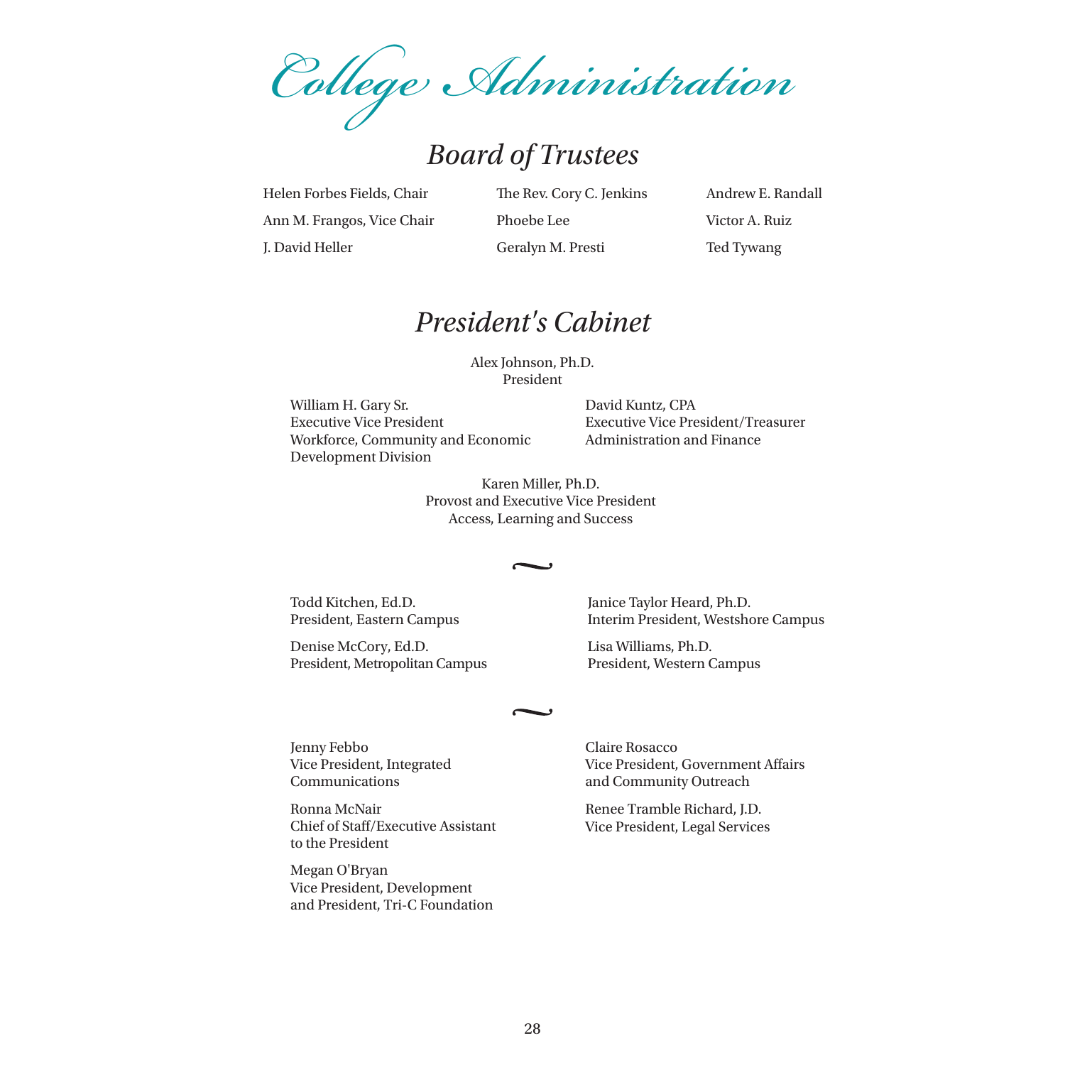# College Administration

## Board of Trustees

Helen Forbes Fields, Chair

Ann M. Frangos, Vice Chair

J. David Heller

The Rev. Cory C. Jenkins

Phoebe Lee

Geralyn M. Presti

Andrew E. Randall

Victor A. Ruiz

Ted Tywang

## President's Cabinet

Alex Johnson, Ph.D.
President

William H. Gary Sr.
Executive Vice President
Workforce, Community and Economic Development Division

David Kuntz, CPA
Executive Vice President/Treasurer
Administration and Finance

Karen Miller, Ph.D.
Provost and Executive Vice President
Access, Learning and Success

~

Todd Kitchen, Ed.D.
President, Eastern Campus

Denise McCory, Ed.D.
President, Metropolitan Campus

Janice Taylor Heard, Ph.D.
Interim President, Westshore Campus

Lisa Williams, Ph.D.
President, Western Campus

~

Jenny Febbo
Vice President, Integrated Communications

Ronna McNair
Chief of Staff/Executive Assistant to the President

Megan O'Bryan
Vice President, Development and President, Tri-C Foundation

Claire Rosacco
Vice President, Government Affairs and Community Outreach

Renee Tramble Richard, J.D.
Vice President, Legal Services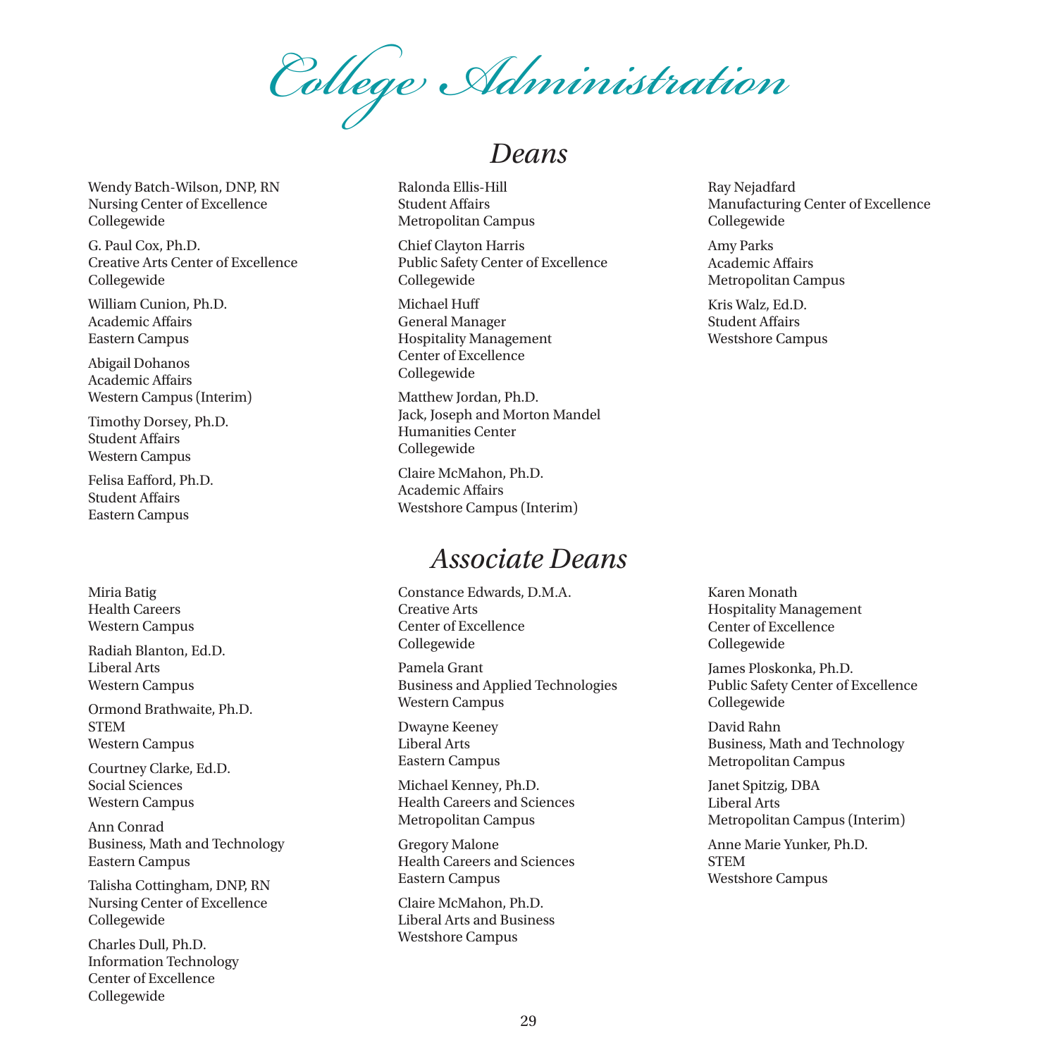# College Administration

## Deans

Wendy Batch-Wilson, DNP, RN
Nursing Center of Excellence
Collegewide

G. Paul Cox, Ph.D.
Creative Arts Center of Excellence
Collegewide

William Cunion, Ph.D.
Academic Affairs
Eastern Campus

Abigail Dohanos
Academic Affairs
Western Campus (Interim)

Timothy Dorsey, Ph.D.
Student Affairs
Western Campus

Felisa Eafford, Ph.D.
Student Affairs
Eastern Campus

Ralonda Ellis-Hill
Student Affairs
Metropolitan Campus

Chief Clayton Harris
Public Safety Center of Excellence
Collegewide

Michael Huff
General Manager
Hospitality Management
Center of Excellence
Collegewide

Matthew Jordan, Ph.D.
Jack, Joseph and Morton Mandel
Humanities Center
Collegewide

Claire McMahon, Ph.D.
Academic Affairs
Westshore Campus (Interim)

Ray Nejadfard
Manufacturing Center of Excellence
Collegewide

Amy Parks
Academic Affairs
Metropolitan Campus

Kris Walz, Ed.D.
Student Affairs
Westshore Campus

## Associate Deans

Miria Batig
Health Careers
Western Campus

Radiah Blanton, Ed.D.
Liberal Arts
Western Campus

Ormond Brathwaite, Ph.D.
STEM
Western Campus

Courtney Clarke, Ed.D.
Social Sciences
Western Campus

Ann Conrad
Business, Math and Technology
Eastern Campus

Talisha Cottingham, DNP, RN
Nursing Center of Excellence
Collegewide

Charles Dull, Ph.D.
Information Technology
Center of Excellence
Collegewide

Constance Edwards, D.M.A.
Creative Arts
Center of Excellence
Collegewide

Pamela Grant
Business and Applied Technologies
Western Campus

Dwayne Keeney
Liberal Arts
Eastern Campus

Michael Kenney, Ph.D.
Health Careers and Sciences
Metropolitan Campus

Gregory Malone
Health Careers and Sciences
Eastern Campus

Claire McMahon, Ph.D.
Liberal Arts and Business
Westshore Campus

Karen Monath
Hospitality Management
Center of Excellence
Collegewide

James Ploskonka, Ph.D.
Public Safety Center of Excellence
Collegewide

David Rahn
Business, Math and Technology
Metropolitan Campus

Janet Spitzig, DBA
Liberal Arts
Metropolitan Campus (Interim)

Anne Marie Yunker, Ph.D.
STEM
Westshore Campus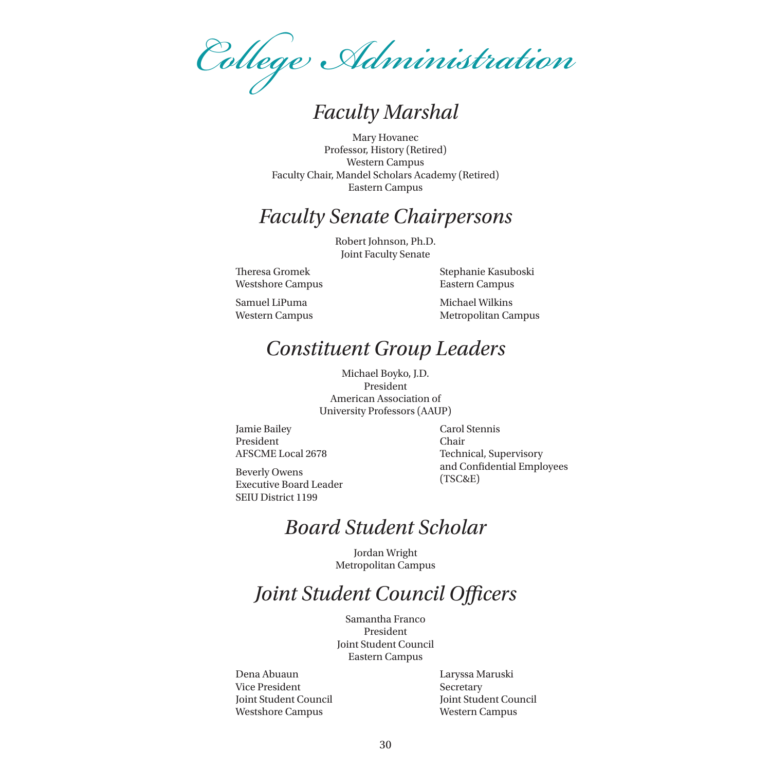# College Administration

## Faculty Marshal

Mary Hovanec
Professor, History (Retired)
Western Campus
Faculty Chair, Mandel Scholars Academy (Retired)
Eastern Campus

## Faculty Senate Chairpersons

Robert Johnson, Ph.D.
Joint Faculty Senate

Theresa Gromek
Westshore Campus

Samuel LiPuma
Western Campus

Stephanie Kasuboski
Eastern Campus

Michael Wilkins
Metropolitan Campus

## Constituent Group Leaders

Michael Boyko, J.D.
President
American Association of
University Professors (AAUP)

Jamie Bailey
President
AFSCME Local 2678

Beverly Owens
Executive Board Leader
SEIU District 1199

Carol Stennis
Chair
Technical, Supervisory
and Confidential Employees
(TSC&E)

## Board Student Scholar

Jordan Wright
Metropolitan Campus

## Joint Student Council Officers

Samantha Franco
President
Joint Student Council
Eastern Campus

Dena Abuaun
Vice President
Joint Student Council
Westshore Campus

Laryssa Maruski
Secretary
Joint Student Council
Western Campus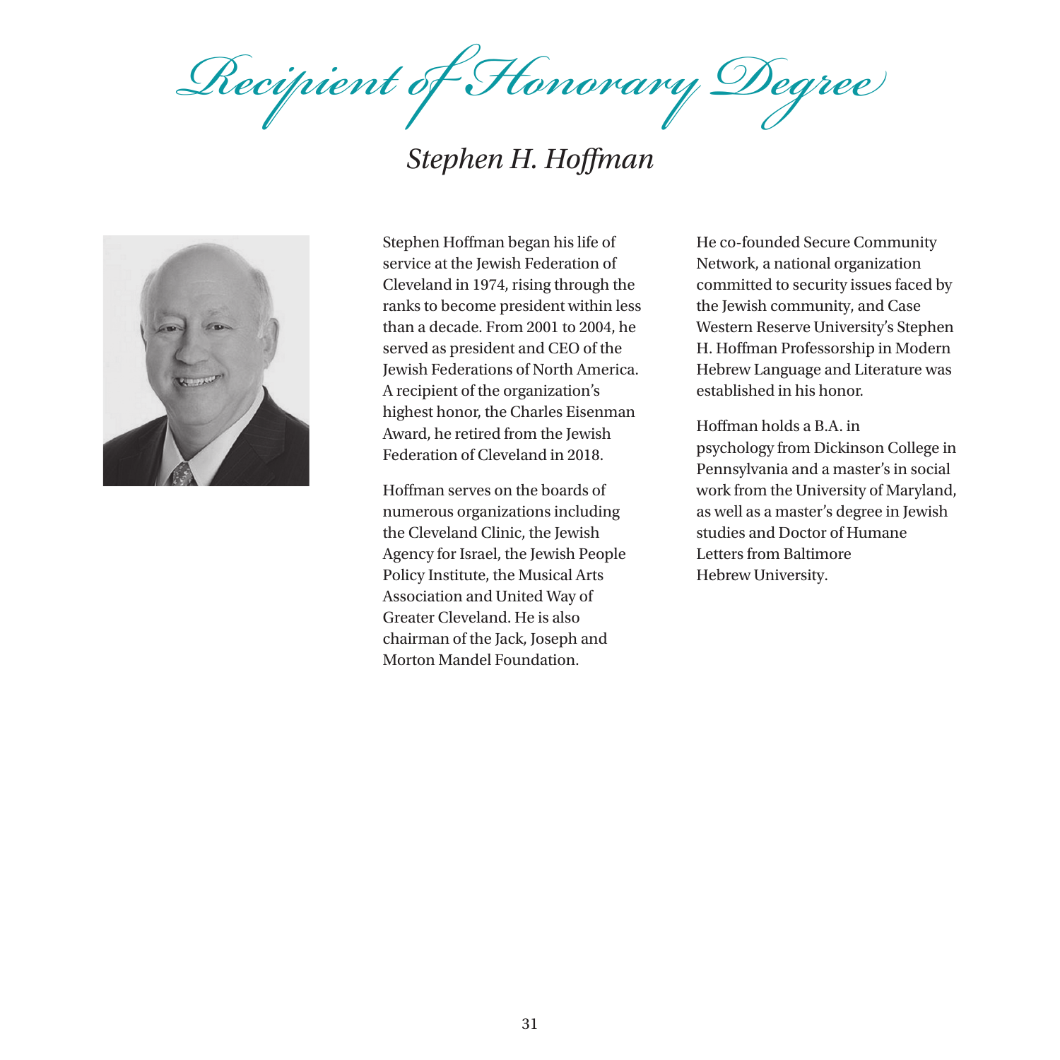# *Recipient of Honorary Degree*

## *Stephen H. Hoffman*

Stephen Hoffman began his life of service at the Jewish Federation of Cleveland in 1974, rising through the ranks to become president within less than a decade. From 2001 to 2004, he served as president and CEO of the Jewish Federations of North America. A recipient of the organization's highest honor, the Charles Eisenman Award, he retired from the Jewish Federation of Cleveland in 2018.

Hoffman serves on the boards of numerous organizations including the Cleveland Clinic, the Jewish Agency for Israel, the Jewish People Policy Institute, the Musical Arts Association and United Way of Greater Cleveland. He is also chairman of the Jack, Joseph and Morton Mandel Foundation.

He co-founded Secure Community Network, a national organization committed to security issues faced by the Jewish community, and Case Western Reserve University's Stephen H. Hoffman Professorship in Modern Hebrew Language and Literature was established in his honor.

Hoffman holds a B.A. in psychology from Dickinson College in Pennsylvania and a master's in social work from the University of Maryland, as well as a master's degree in Jewish studies and Doctor of Humane Letters from Baltimore Hebrew University.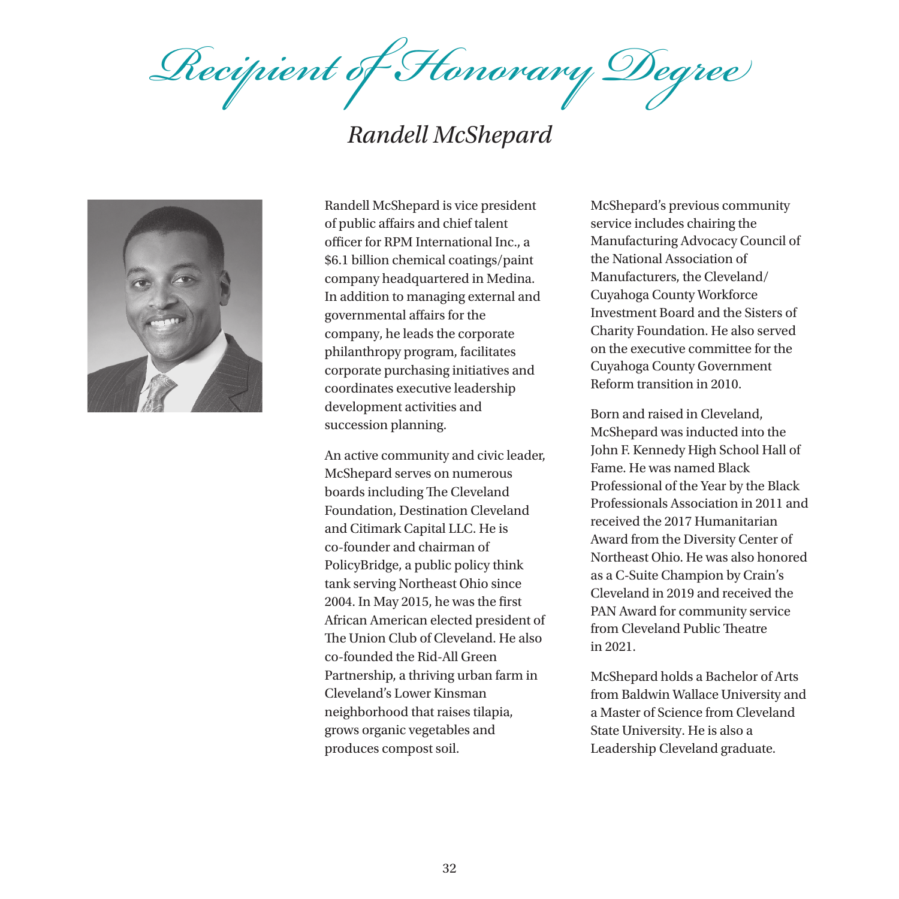# *Recipient of Honorary Degree*

## *Randell McShepard*

Randell McShepard is vice president of public affairs and chief talent officer for RPM International Inc., a $6.1 billion chemical coatings/paint company headquartered in Medina. In addition to managing external and governmental affairs for the company, he leads the corporate philanthropy program, facilitates corporate purchasing initiatives and coordinates executive leadership development activities and succession planning.

An active community and civic leader, McShepard serves on numerous boards including The Cleveland Foundation, Destination Cleveland and Citimark Capital LLC. He is co-founder and chairman of PolicyBridge, a public policy think tank serving Northeast Ohio since 2004. In May 2015, he was the first African American elected president of The Union Club of Cleveland. He also co-founded the Rid-All Green Partnership, a thriving urban farm in Cleveland's Lower Kinsman neighborhood that raises tilapia, grows organic vegetables and produces compost soil.

McShepard's previous community service includes chairing the Manufacturing Advocacy Council of the National Association of Manufacturers, the Cleveland/Cuyahoga County Workforce Investment Board and the Sisters of Charity Foundation. He also served on the executive committee for the Cuyahoga County Government Reform transition in 2010.

Born and raised in Cleveland, McShepard was inducted into the John F. Kennedy High School Hall of Fame. He was named Black Professional of the Year by the Black Professionals Association in 2011 and received the 2017 Humanitarian Award from the Diversity Center of Northeast Ohio. He was also honored as a C-Suite Champion by Crain's Cleveland in 2019 and received the PAN Award for community service from Cleveland Public Theatre in 2021.

McShepard holds a Bachelor of Arts from Baldwin Wallace University and a Master of Science from Cleveland State University. He is also a Leadership Cleveland graduate.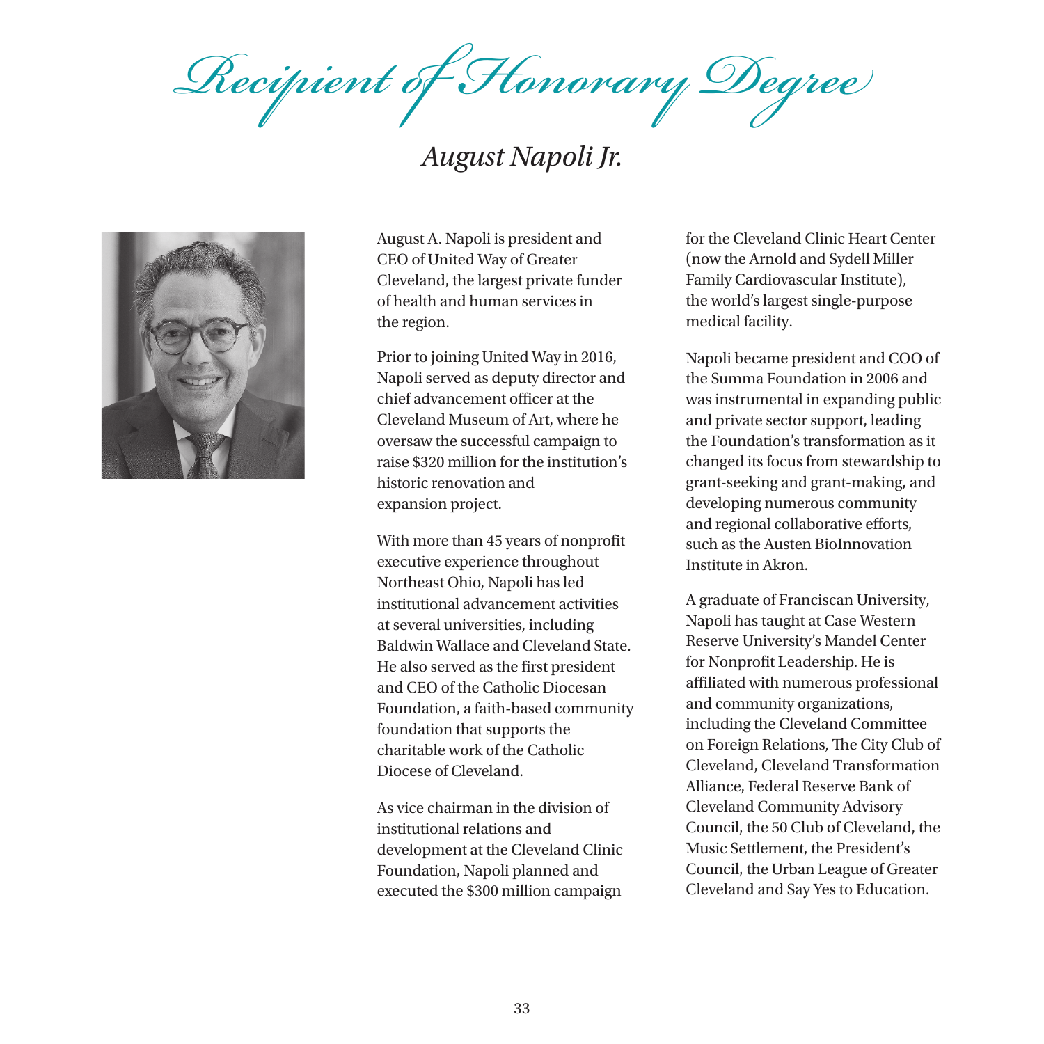# Recipient of Honorary Degree

## *August Napoli Jr.*

August A. Napoli is president and CEO of United Way of Greater Cleveland, the largest private funder of health and human services in the region.

Prior to joining United Way in 2016, Napoli served as deputy director and chief advancement officer at the Cleveland Museum of Art, where he oversaw the successful campaign to raise $320 million for the institution's historic renovation and expansion project.

With more than 45 years of nonprofit executive experience throughout Northeast Ohio, Napoli has led institutional advancement activities at several universities, including Baldwin Wallace and Cleveland State. He also served as the first president and CEO of the Catholic Diocesan Foundation, a faith-based community foundation that supports the charitable work of the Catholic Diocese of Cleveland.

As vice chairman in the division of institutional relations and development at the Cleveland Clinic Foundation, Napoli planned and executed the $300 million campaign for the Cleveland Clinic Heart Center (now the Arnold and Sydell Miller Family Cardiovascular Institute), the world's largest single-purpose medical facility.

Napoli became president and COO of the Summa Foundation in 2006 and was instrumental in expanding public and private sector support, leading the Foundation's transformation as it changed its focus from stewardship to grant-seeking and grant-making, and developing numerous community and regional collaborative efforts, such as the Austen BioInnovation Institute in Akron.

A graduate of Franciscan University, Napoli has taught at Case Western Reserve University's Mandel Center for Nonprofit Leadership. He is affiliated with numerous professional and community organizations, including the Cleveland Committee on Foreign Relations, The City Club of Cleveland, Cleveland Transformation Alliance, Federal Reserve Bank of Cleveland Community Advisory Council, the 50 Club of Cleveland, the Music Settlement, the President's Council, the Urban League of Greater Cleveland and Say Yes to Education.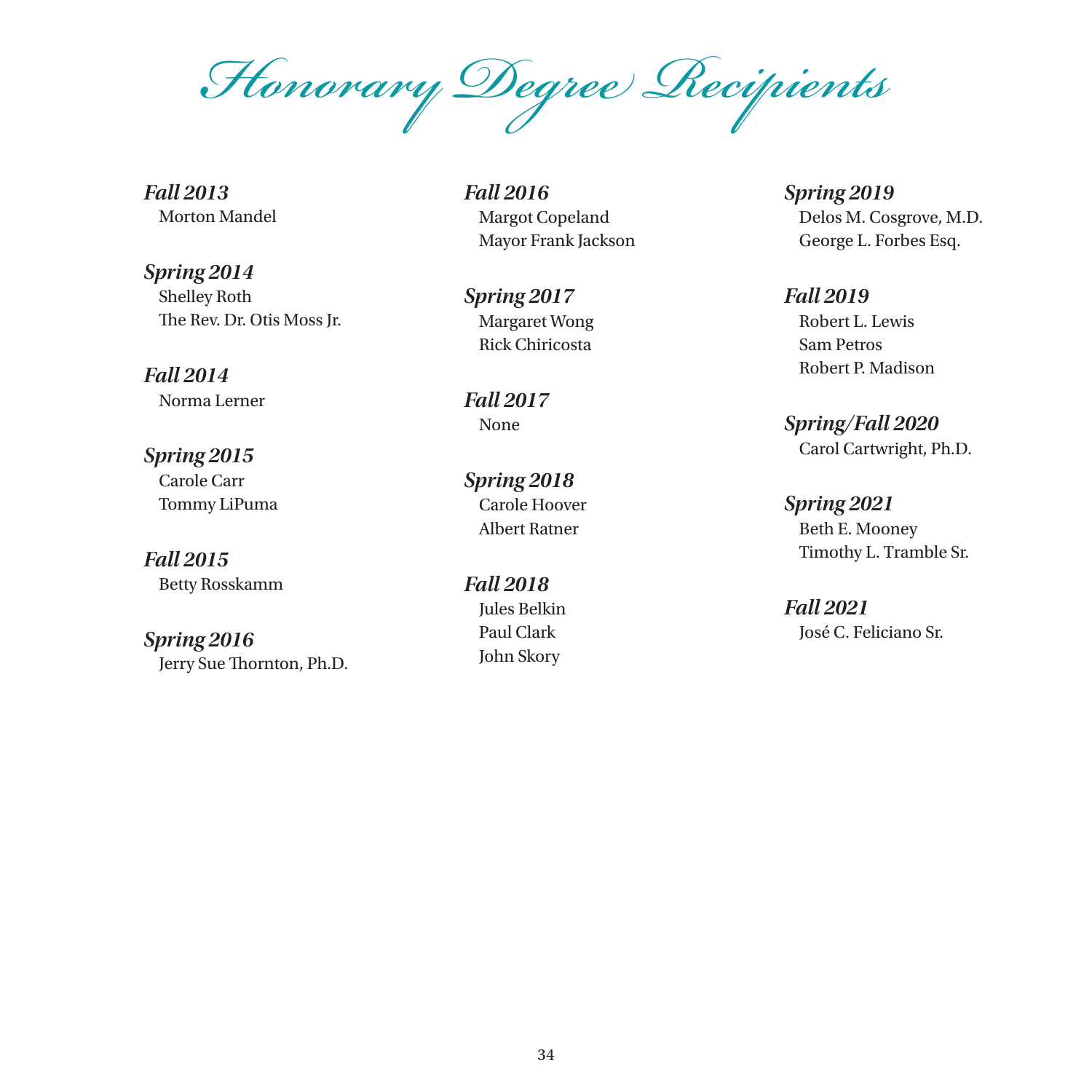# Honorary Degree Recipients

***Fall 2013***
Morton Mandel

***Spring 2014***
Shelley Roth
The Rev. Dr. Otis Moss Jr.

***Fall 2014***
Norma Lerner

***Spring 2015***
Carole Carr
Tommy LiPuma

***Fall 2015***
Betty Rosskamm

***Spring 2016***
Jerry Sue Thornton, Ph.D.

***Fall 2016***
Margot Copeland
Mayor Frank Jackson

***Spring 2017***
Margaret Wong
Rick Chiricosta

***Fall 2017***
None

***Spring 2018***
Carole Hoover
Albert Ratner

***Fall 2018***
Jules Belkin
Paul Clark
John Skory

***Spring 2019***
Delos M. Cosgrove, M.D.
George L. Forbes Esq.

***Fall 2019***
Robert L. Lewis
Sam Petros
Robert P. Madison

***Spring/Fall 2020***
Carol Cartwright, Ph.D.

***Spring 2021***
Beth E. Mooney
Timothy L. Tramble Sr.

***Fall 2021***
José C. Feliciano Sr.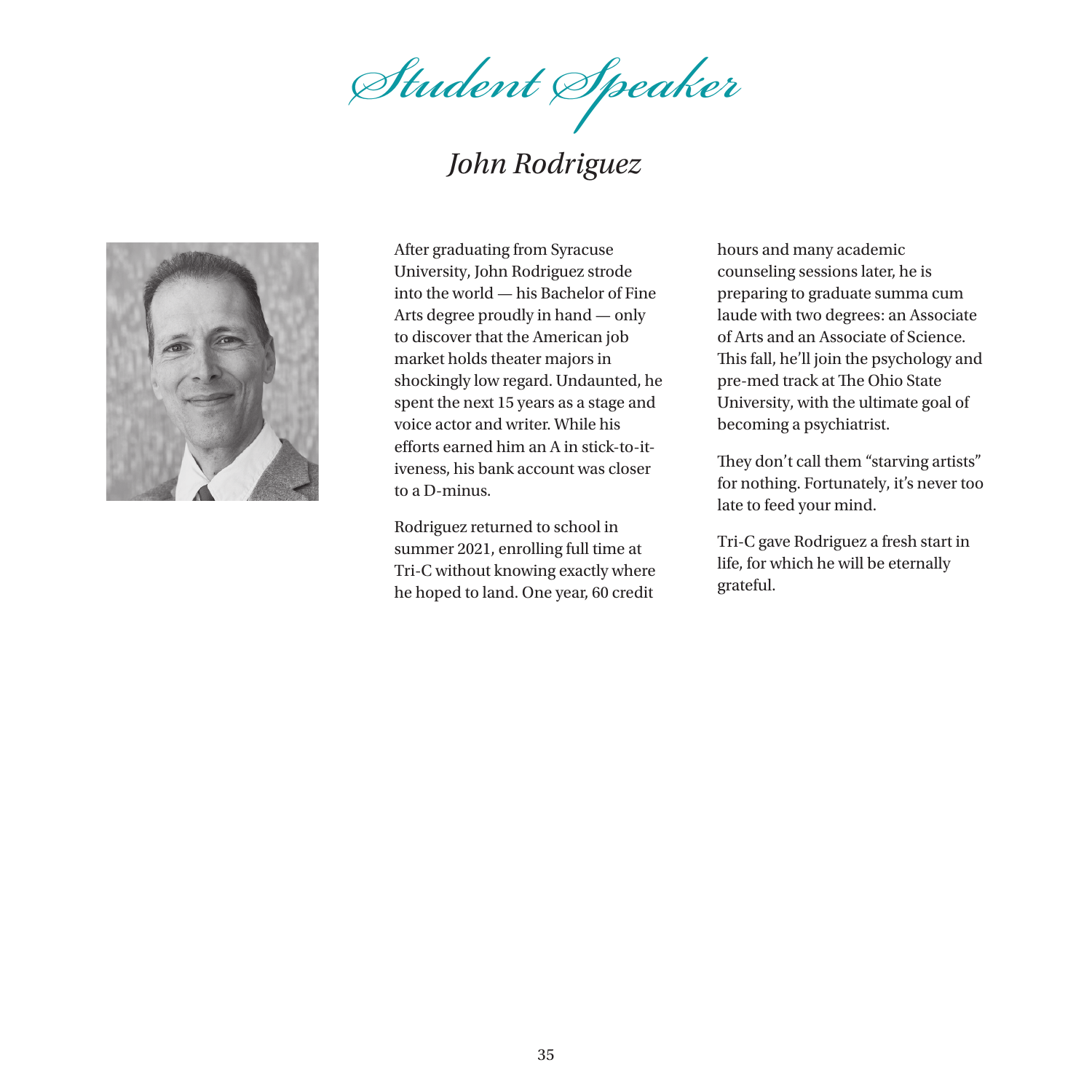# Student Speaker

## *John Rodriguez*

After graduating from Syracuse University, John Rodriguez strode into the world — his Bachelor of Fine Arts degree proudly in hand — only to discover that the American job market holds theater majors in shockingly low regard. Undaunted, he spent the next 15 years as a stage and voice actor and writer. While his efforts earned him an A in stick-to-it-iveness, his bank account was closer to a D-minus.

Rodriguez returned to school in summer 2021, enrolling full time at Tri-C without knowing exactly where he hoped to land. One year, 60 credit hours and many academic counseling sessions later, he is preparing to graduate summa cum laude with two degrees: an Associate of Arts and an Associate of Science. This fall, he'll join the psychology and pre-med track at The Ohio State University, with the ultimate goal of becoming a psychiatrist.

They don't call them "starving artists" for nothing. Fortunately, it's never too late to feed your mind.

Tri-C gave Rodriguez a fresh start in life, for which he will be eternally grateful.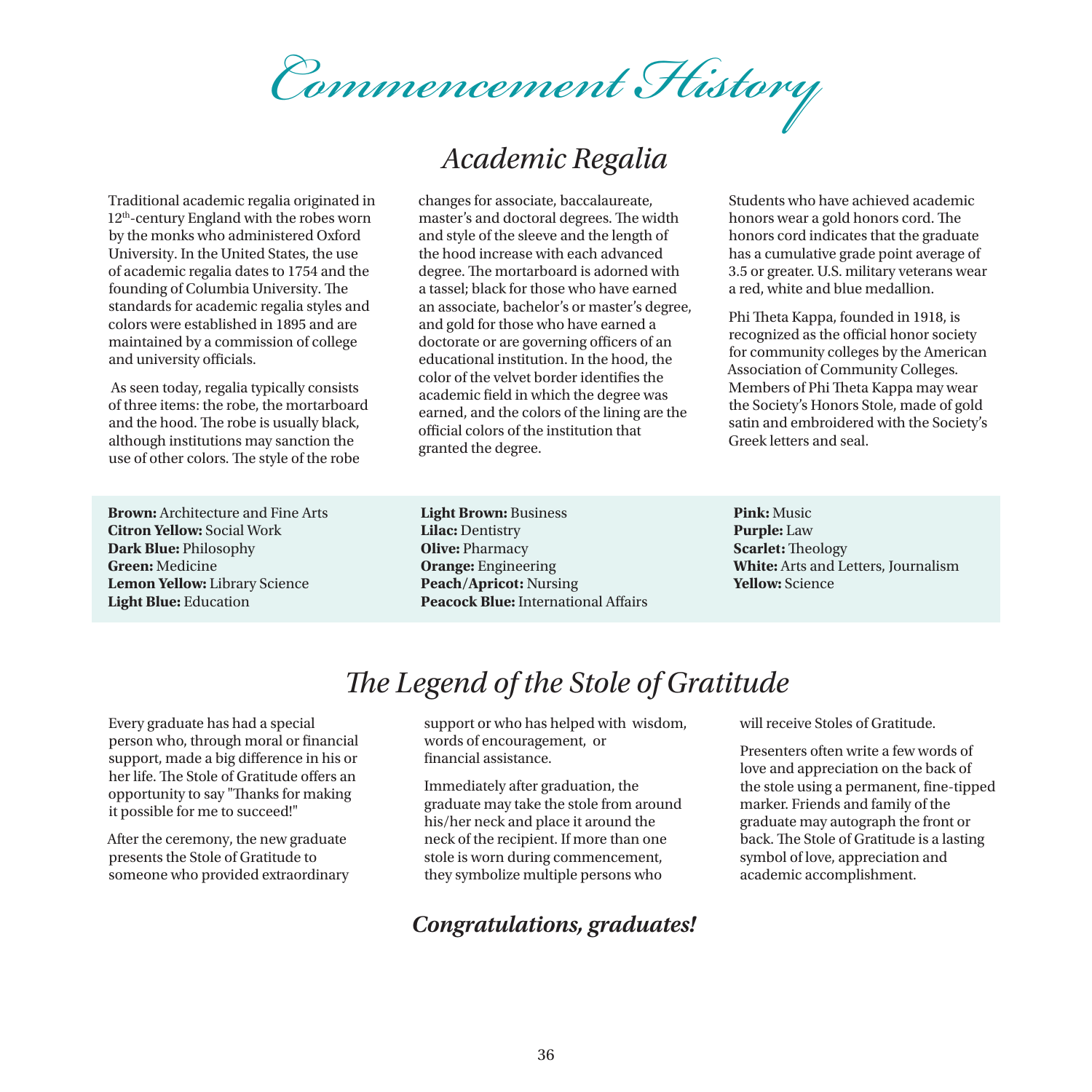# Commencement History

## Academic Regalia

Traditional academic regalia originated in 12th-century England with the robes worn by the monks who administered Oxford University. In the United States, the use of academic regalia dates to 1754 and the founding of Columbia University. The standards for academic regalia styles and colors were established in 1895 and are maintained by a commission of college and university officials.

As seen today, regalia typically consists of three items: the robe, the mortarboard and the hood. The robe is usually black, although institutions may sanction the use of other colors. The style of the robe changes for associate, baccalaureate, master's and doctoral degrees. The width and style of the sleeve and the length of the hood increase with each advanced degree. The mortarboard is adorned with a tassel; black for those who have earned an associate, bachelor's or master's degree, and gold for those who have earned a doctorate or are governing officers of an educational institution. In the hood, the color of the velvet border identifies the academic field in which the degree was earned, and the colors of the lining are the official colors of the institution that granted the degree.

Students who have achieved academic honors wear a gold honors cord. The honors cord indicates that the graduate has a cumulative grade point average of 3.5 or greater. U.S. military veterans wear a red, white and blue medallion.

Phi Theta Kappa, founded in 1918, is recognized as the official honor society for community colleges by the American Association of Community Colleges. Members of Phi Theta Kappa may wear the Society's Honors Stole, made of gold satin and embroidered with the Society's Greek letters and seal.

**Brown:** Architecture and Fine Arts
**Citron Yellow:** Social Work
**Dark Blue:** Philosophy
**Green:** Medicine
**Lemon Yellow:** Library Science
**Light Blue:** Education
**Light Brown:** Business
**Lilac:** Dentistry
**Olive:** Pharmacy
**Orange:** Engineering
**Peach/Apricot:** Nursing
**Peacock Blue:** International Affairs
**Pink:** Music
**Purple:** Law
**Scarlet:** Theology
**White:** Arts and Letters, Journalism
**Yellow:** Science

## The Legend of the Stole of Gratitude

Every graduate has had a special person who, through moral or financial support, made a big difference in his or her life. The Stole of Gratitude offers an opportunity to say "Thanks for making it possible for me to succeed!"

After the ceremony, the new graduate presents the Stole of Gratitude to someone who provided extraordinary support or who has helped with wisdom, words of encouragement, or financial assistance.

Immediately after graduation, the graduate may take the stole from around his/her neck and place it around the neck of the recipient. If more than one stole is worn during commencement, they symbolize multiple persons who will receive Stoles of Gratitude.

Presenters often write a few words of love and appreciation on the back of the stole using a permanent, fine-tipped marker. Friends and family of the graduate may autograph the front or back. The Stole of Gratitude is a lasting symbol of love, appreciation and academic accomplishment.

***Congratulations, graduates!***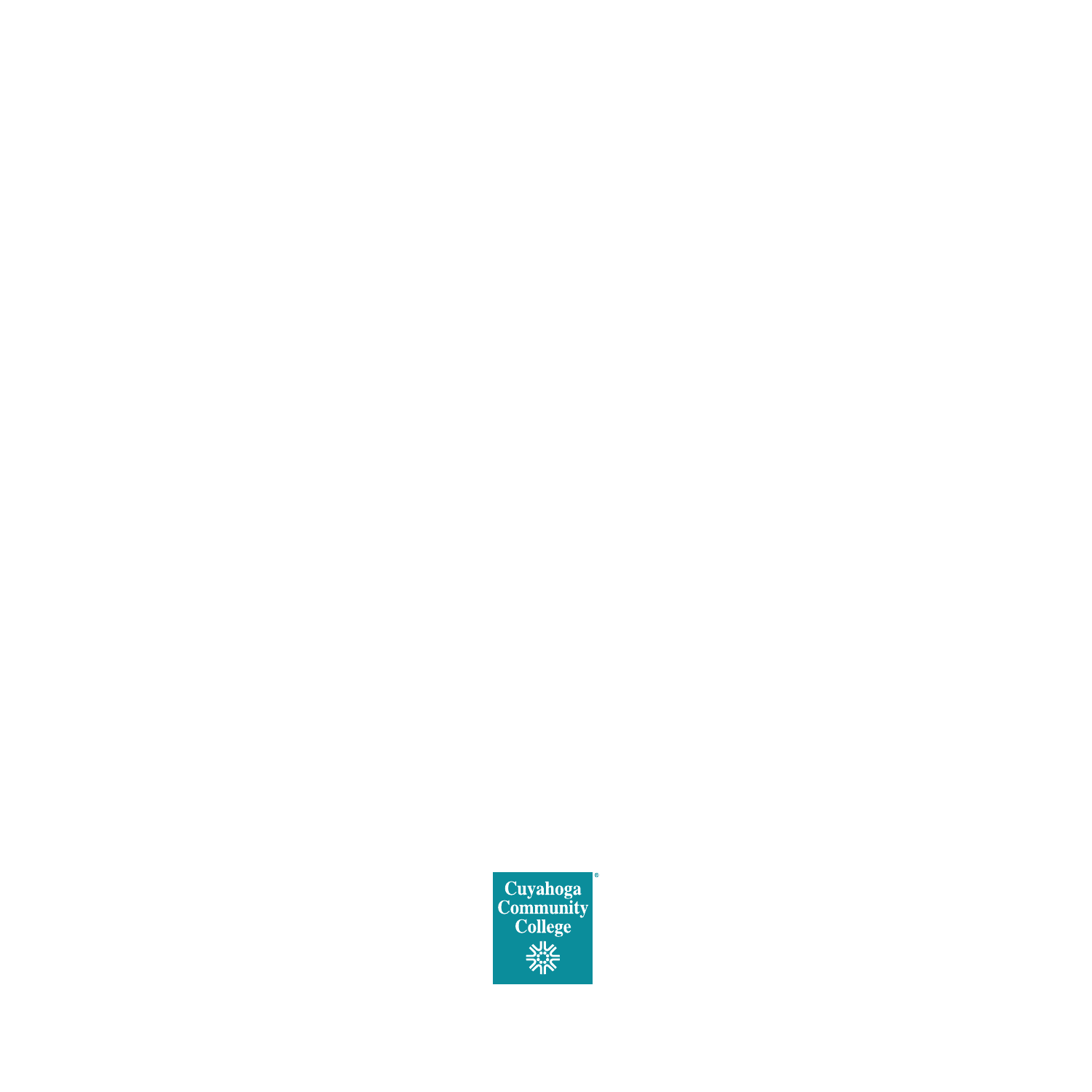Cuyahoga
Community
College